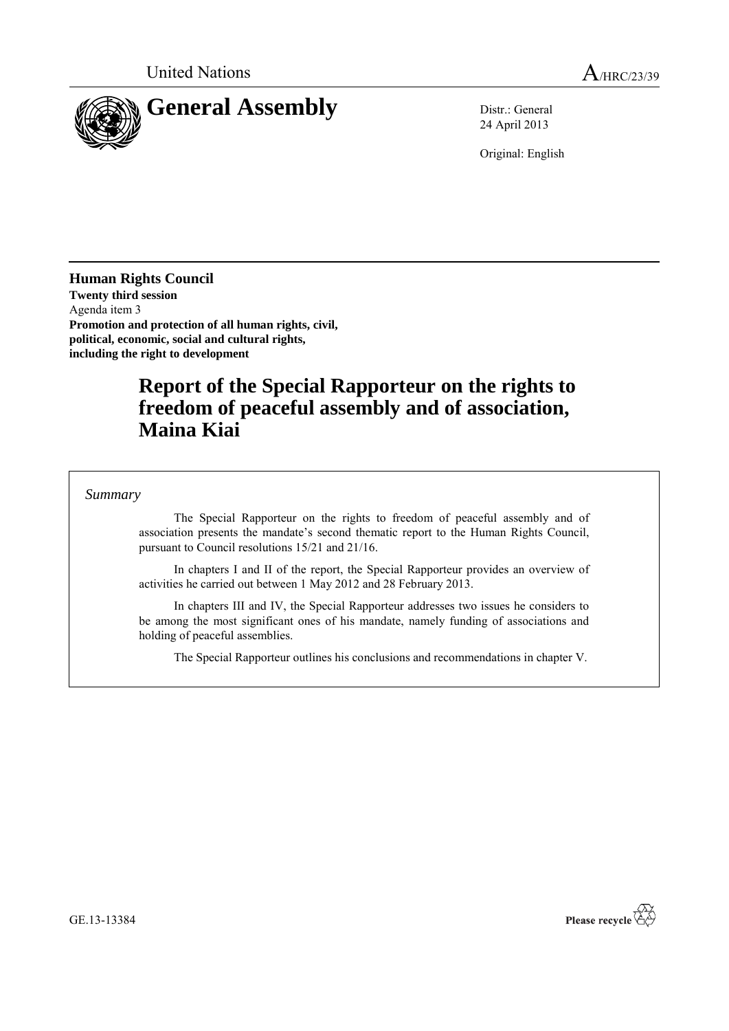United Nations A/HRC/23/39

# General Assembly

Distr.: General
24 April 2013

Original: English

**Human Rights Council**
**Twenty third session**
Agenda item 3
**Promotion and protection of all human rights, civil, political, economic, social and cultural rights, including the right to development**

## Report of the Special Rapporteur on the rights to freedom of peaceful assembly and of association, Maina Kiai

*Summary*

The Special Rapporteur on the rights to freedom of peaceful assembly and of association presents the mandate's second thematic report to the Human Rights Council, pursuant to Council resolutions 15/21 and 21/16.

In chapters I and II of the report, the Special Rapporteur provides an overview of activities he carried out between 1 May 2012 and 28 February 2013.

In chapters III and IV, the Special Rapporteur addresses two issues he considers to be among the most significant ones of his mandate, namely funding of associations and holding of peaceful assemblies.

The Special Rapporteur outlines his conclusions and recommendations in chapter V.

GE.13-13384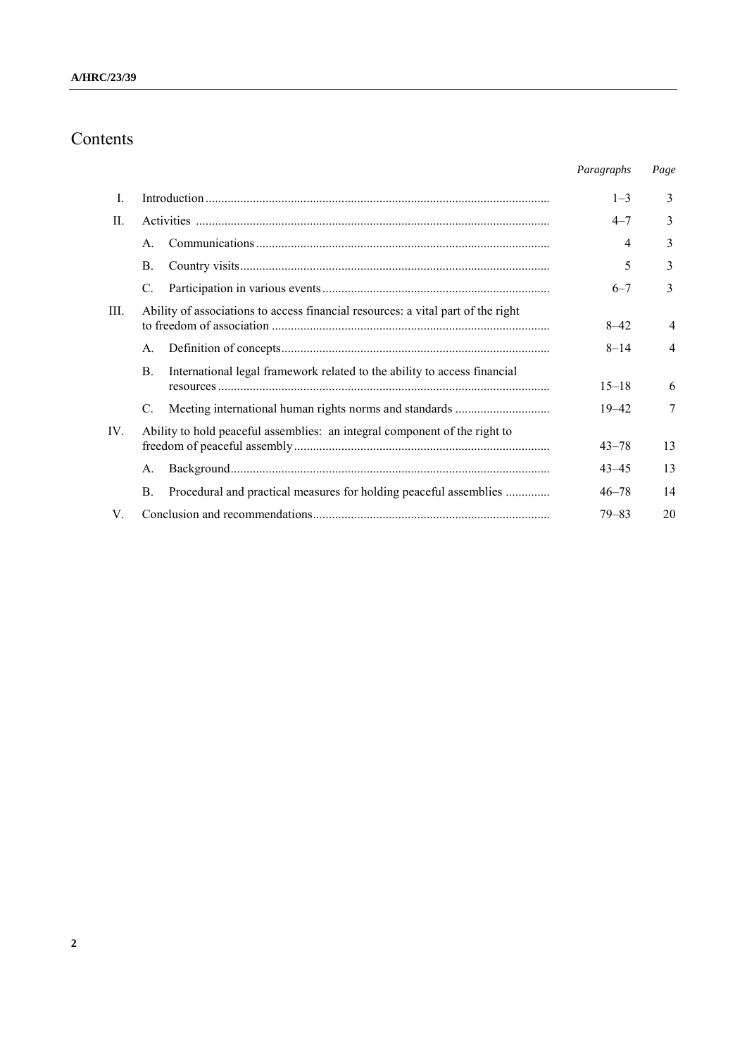# Contents

| | | | *Paragraphs* | *Page* |
|---|---|---|---|---|
| I. | Introduction | | 1–3 | 3 |
| II. | Activities | | 4–7 | 3 |
| | A. | Communications | 4 | 3 |
| | B. | Country visits | 5 | 3 |
| | C. | Participation in various events | 6–7 | 3 |
| III. | Ability of associations to access financial resources: a vital part of the right to freedom of association | | 8–42 | 4 |
| | A. | Definition of concepts | 8–14 | 4 |
| | B. | International legal framework related to the ability to access financial resources | 15–18 | 6 |
| | C. | Meeting international human rights norms and standards | 19–42 | 7 |
| IV. | Ability to hold peaceful assemblies: an integral component of the right to freedom of peaceful assembly | | 43–78 | 13 |
| | A. | Background | 43–45 | 13 |
| | B. | Procedural and practical measures for holding peaceful assemblies | 46–78 | 14 |
| V. | Conclusion and recommendations | | 79–83 | 20 |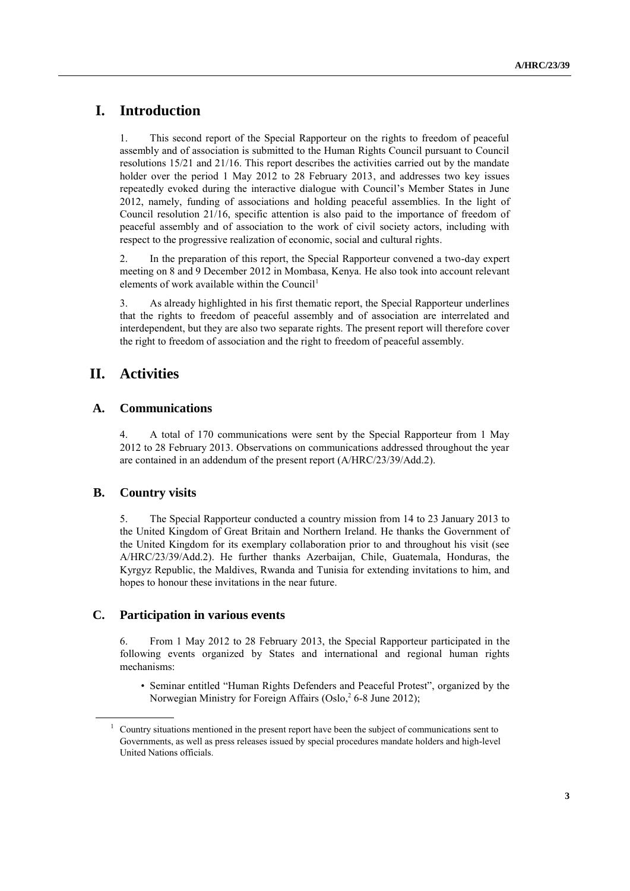# I. Introduction

1. This second report of the Special Rapporteur on the rights to freedom of peaceful assembly and of association is submitted to the Human Rights Council pursuant to Council resolutions 15/21 and 21/16. This report describes the activities carried out by the mandate holder over the period 1 May 2012 to 28 February 2013, and addresses two key issues repeatedly evoked during the interactive dialogue with Council's Member States in June 2012, namely, funding of associations and holding peaceful assemblies. In the light of Council resolution 21/16, specific attention is also paid to the importance of freedom of peaceful assembly and of association to the work of civil society actors, including with respect to the progressive realization of economic, social and cultural rights.

2. In the preparation of this report, the Special Rapporteur convened a two-day expert meeting on 8 and 9 December 2012 in Mombasa, Kenya. He also took into account relevant elements of work available within the Council[1]

3. As already highlighted in his first thematic report, the Special Rapporteur underlines that the rights to freedom of peaceful assembly and of association are interrelated and interdependent, but they are also two separate rights. The present report will therefore cover the right to freedom of association and the right to freedom of peaceful assembly.

# II. Activities

## A. Communications

4. A total of 170 communications were sent by the Special Rapporteur from 1 May 2012 to 28 February 2013. Observations on communications addressed throughout the year are contained in an addendum of the present report (A/HRC/23/39/Add.2).

## B. Country visits

5. The Special Rapporteur conducted a country mission from 14 to 23 January 2013 to the United Kingdom of Great Britain and Northern Ireland. He thanks the Government of the United Kingdom for its exemplary collaboration prior to and throughout his visit (see A/HRC/23/39/Add.2). He further thanks Azerbaijan, Chile, Guatemala, Honduras, the Kyrgyz Republic, the Maldives, Rwanda and Tunisia for extending invitations to him, and hopes to honour these invitations in the near future.

## C. Participation in various events

6. From 1 May 2012 to 28 February 2013, the Special Rapporteur participated in the following events organized by States and international and regional human rights mechanisms:

- Seminar entitled "Human Rights Defenders and Peaceful Protest", organized by the Norwegian Ministry for Foreign Affairs (Oslo,[2] 6-8 June 2012);

---

[1] Country situations mentioned in the present report have been the subject of communications sent to Governments, as well as press releases issued by special procedures mandate holders and high-level United Nations officials.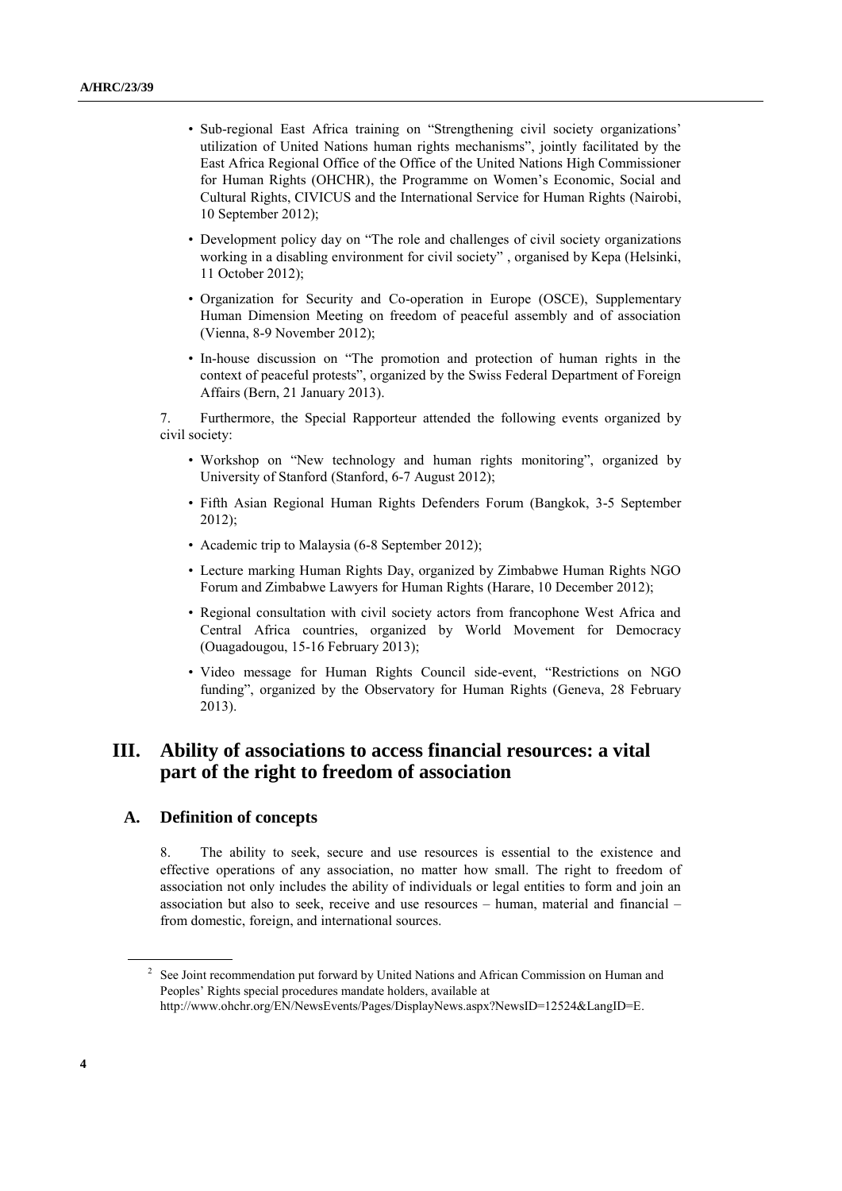- Sub-regional East Africa training on "Strengthening civil society organizations' utilization of United Nations human rights mechanisms", jointly facilitated by the East Africa Regional Office of the Office of the United Nations High Commissioner for Human Rights (OHCHR), the Programme on Women's Economic, Social and Cultural Rights, CIVICUS and the International Service for Human Rights (Nairobi, 10 September 2012);
- Development policy day on "The role and challenges of civil society organizations working in a disabling environment for civil society" , organised by Kepa (Helsinki, 11 October 2012);
- Organization for Security and Co-operation in Europe (OSCE), Supplementary Human Dimension Meeting on freedom of peaceful assembly and of association (Vienna, 8-9 November 2012);
- In-house discussion on "The promotion and protection of human rights in the context of peaceful protests", organized by the Swiss Federal Department of Foreign Affairs (Bern, 21 January 2013).

7. Furthermore, the Special Rapporteur attended the following events organized by civil society:

- Workshop on "New technology and human rights monitoring", organized by University of Stanford (Stanford, 6-7 August 2012);
- Fifth Asian Regional Human Rights Defenders Forum (Bangkok, 3-5 September 2012);
- Academic trip to Malaysia (6-8 September 2012);
- Lecture marking Human Rights Day, organized by Zimbabwe Human Rights NGO Forum and Zimbabwe Lawyers for Human Rights (Harare, 10 December 2012);
- Regional consultation with civil society actors from francophone West Africa and Central Africa countries, organized by World Movement for Democracy (Ouagadougou, 15-16 February 2013);
- Video message for Human Rights Council side-event, "Restrictions on NGO funding", organized by the Observatory for Human Rights (Geneva, 28 February 2013).

# III. Ability of associations to access financial resources: a vital part of the right to freedom of association

## A. Definition of concepts

8. The ability to seek, secure and use resources is essential to the existence and effective operations of any association, no matter how small. The right to freedom of association not only includes the ability of individuals or legal entities to form and join an association but also to seek, receive and use resources – human, material and financial – from domestic, foreign, and international sources.

[2] See Joint recommendation put forward by United Nations and African Commission on Human and Peoples' Rights special procedures mandate holders, available at http://www.ohchr.org/EN/NewsEvents/Pages/DisplayNews.aspx?NewsID=12524&LangID=E.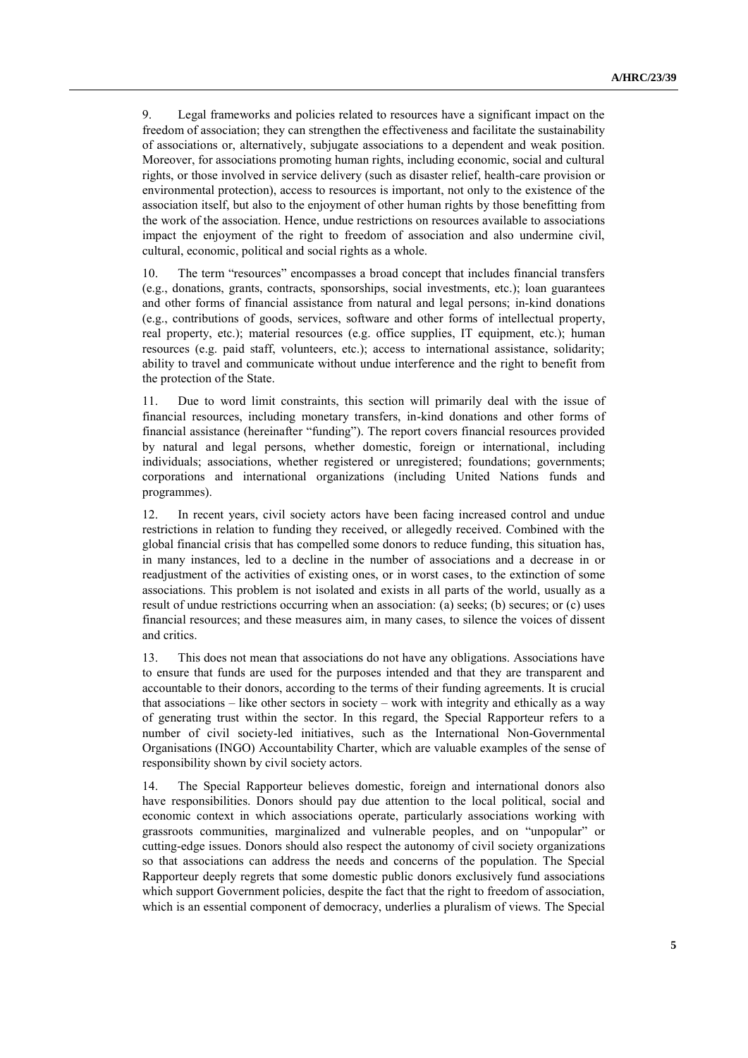9. Legal frameworks and policies related to resources have a significant impact on the freedom of association; they can strengthen the effectiveness and facilitate the sustainability of associations or, alternatively, subjugate associations to a dependent and weak position. Moreover, for associations promoting human rights, including economic, social and cultural rights, or those involved in service delivery (such as disaster relief, health-care provision or environmental protection), access to resources is important, not only to the existence of the association itself, but also to the enjoyment of other human rights by those benefitting from the work of the association. Hence, undue restrictions on resources available to associations impact the enjoyment of the right to freedom of association and also undermine civil, cultural, economic, political and social rights as a whole.

10. The term "resources" encompasses a broad concept that includes financial transfers (e.g., donations, grants, contracts, sponsorships, social investments, etc.); loan guarantees and other forms of financial assistance from natural and legal persons; in-kind donations (e.g., contributions of goods, services, software and other forms of intellectual property, real property, etc.); material resources (e.g. office supplies, IT equipment, etc.); human resources (e.g. paid staff, volunteers, etc.); access to international assistance, solidarity; ability to travel and communicate without undue interference and the right to benefit from the protection of the State.

11. Due to word limit constraints, this section will primarily deal with the issue of financial resources, including monetary transfers, in-kind donations and other forms of financial assistance (hereinafter "funding"). The report covers financial resources provided by natural and legal persons, whether domestic, foreign or international, including individuals; associations, whether registered or unregistered; foundations; governments; corporations and international organizations (including United Nations funds and programmes).

12. In recent years, civil society actors have been facing increased control and undue restrictions in relation to funding they received, or allegedly received. Combined with the global financial crisis that has compelled some donors to reduce funding, this situation has, in many instances, led to a decline in the number of associations and a decrease in or readjustment of the activities of existing ones, or in worst cases, to the extinction of some associations. This problem is not isolated and exists in all parts of the world, usually as a result of undue restrictions occurring when an association: (a) seeks; (b) secures; or (c) uses financial resources; and these measures aim, in many cases, to silence the voices of dissent and critics.

13. This does not mean that associations do not have any obligations. Associations have to ensure that funds are used for the purposes intended and that they are transparent and accountable to their donors, according to the terms of their funding agreements. It is crucial that associations – like other sectors in society – work with integrity and ethically as a way of generating trust within the sector. In this regard, the Special Rapporteur refers to a number of civil society-led initiatives, such as the International Non-Governmental Organisations (INGO) Accountability Charter, which are valuable examples of the sense of responsibility shown by civil society actors.

14. The Special Rapporteur believes domestic, foreign and international donors also have responsibilities. Donors should pay due attention to the local political, social and economic context in which associations operate, particularly associations working with grassroots communities, marginalized and vulnerable peoples, and on "unpopular" or cutting-edge issues. Donors should also respect the autonomy of civil society organizations so that associations can address the needs and concerns of the population. The Special Rapporteur deeply regrets that some domestic public donors exclusively fund associations which support Government policies, despite the fact that the right to freedom of association, which is an essential component of democracy, underlies a pluralism of views. The Special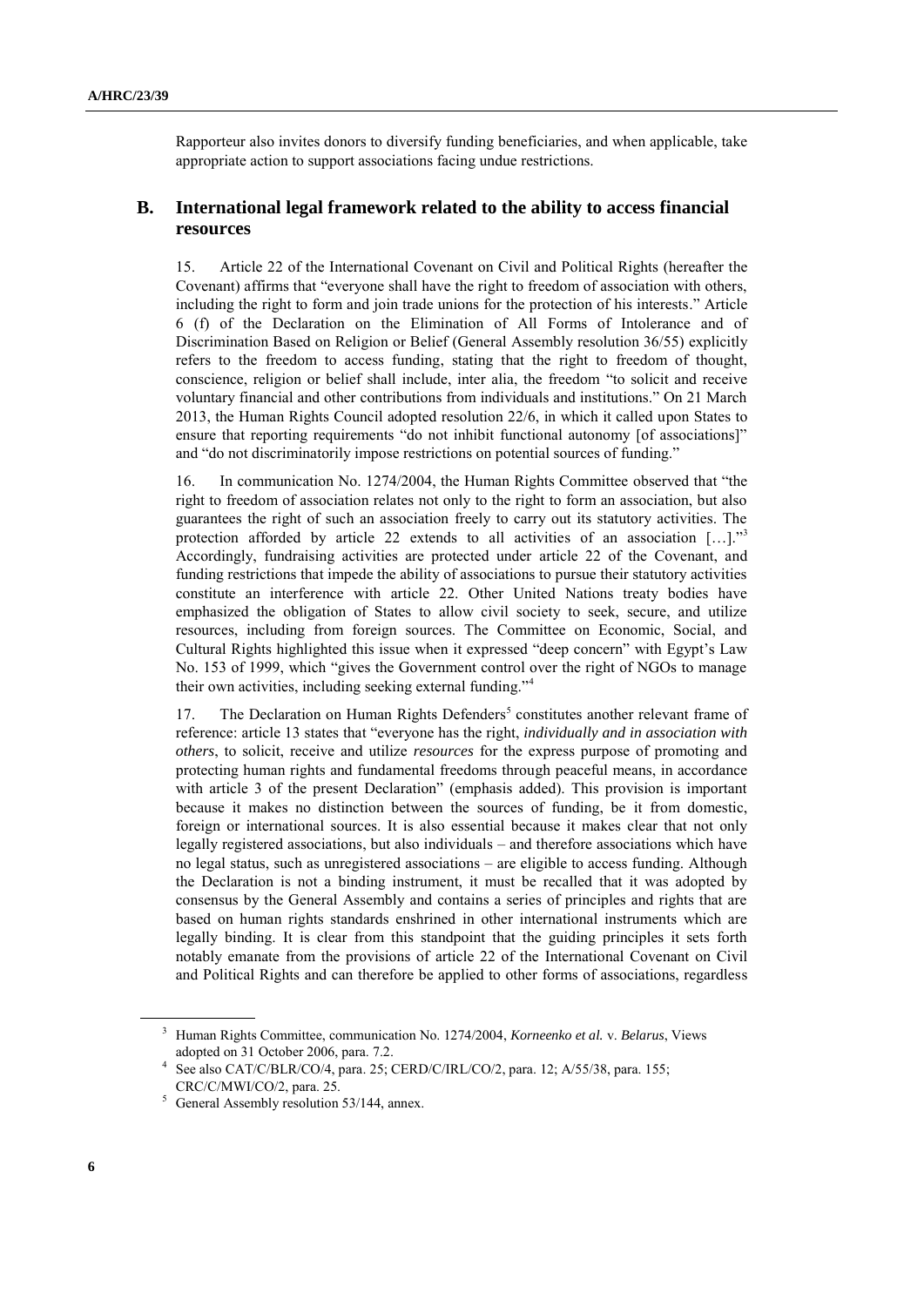Rapporteur also invites donors to diversify funding beneficiaries, and when applicable, take appropriate action to support associations facing undue restrictions.

## B. International legal framework related to the ability to access financial resources

15. Article 22 of the International Covenant on Civil and Political Rights (hereafter the Covenant) affirms that "everyone shall have the right to freedom of association with others, including the right to form and join trade unions for the protection of his interests." Article 6 (f) of the Declaration on the Elimination of All Forms of Intolerance and of Discrimination Based on Religion or Belief (General Assembly resolution 36/55) explicitly refers to the freedom to access funding, stating that the right to freedom of thought, conscience, religion or belief shall include, inter alia, the freedom "to solicit and receive voluntary financial and other contributions from individuals and institutions." On 21 March 2013, the Human Rights Council adopted resolution 22/6, in which it called upon States to ensure that reporting requirements "do not inhibit functional autonomy [of associations]" and "do not discriminatorily impose restrictions on potential sources of funding."

16. In communication No. 1274/2004, the Human Rights Committee observed that "the right to freedom of association relates not only to the right to form an association, but also guarantees the right of such an association freely to carry out its statutory activities. The protection afforded by article 22 extends to all activities of an association […]."[3] Accordingly, fundraising activities are protected under article 22 of the Covenant, and funding restrictions that impede the ability of associations to pursue their statutory activities constitute an interference with article 22. Other United Nations treaty bodies have emphasized the obligation of States to allow civil society to seek, secure, and utilize resources, including from foreign sources. The Committee on Economic, Social, and Cultural Rights highlighted this issue when it expressed "deep concern" with Egypt's Law No. 153 of 1999, which "gives the Government control over the right of NGOs to manage their own activities, including seeking external funding."[4]

17. The Declaration on Human Rights Defenders[5] constitutes another relevant frame of reference: article 13 states that "everyone has the right, *individually and in association with others*, to solicit, receive and utilize *resources* for the express purpose of promoting and protecting human rights and fundamental freedoms through peaceful means, in accordance with article 3 of the present Declaration" (emphasis added). This provision is important because it makes no distinction between the sources of funding, be it from domestic, foreign or international sources. It is also essential because it makes clear that not only legally registered associations, but also individuals – and therefore associations which have no legal status, such as unregistered associations – are eligible to access funding. Although the Declaration is not a binding instrument, it must be recalled that it was adopted by consensus by the General Assembly and contains a series of principles and rights that are based on human rights standards enshrined in other international instruments which are legally binding. It is clear from this standpoint that the guiding principles it sets forth notably emanate from the provisions of article 22 of the International Covenant on Civil and Political Rights and can therefore be applied to other forms of associations, regardless

---

[3] Human Rights Committee, communication No. 1274/2004, *Korneenko et al.* v. *Belarus*, Views adopted on 31 October 2006, para. 7.2.

[4] See also CAT/C/BLR/CO/4, para. 25; CERD/C/IRL/CO/2, para. 12; A/55/38, para. 155; CRC/C/MWI/CO/2, para. 25.

[5] General Assembly resolution 53/144, annex.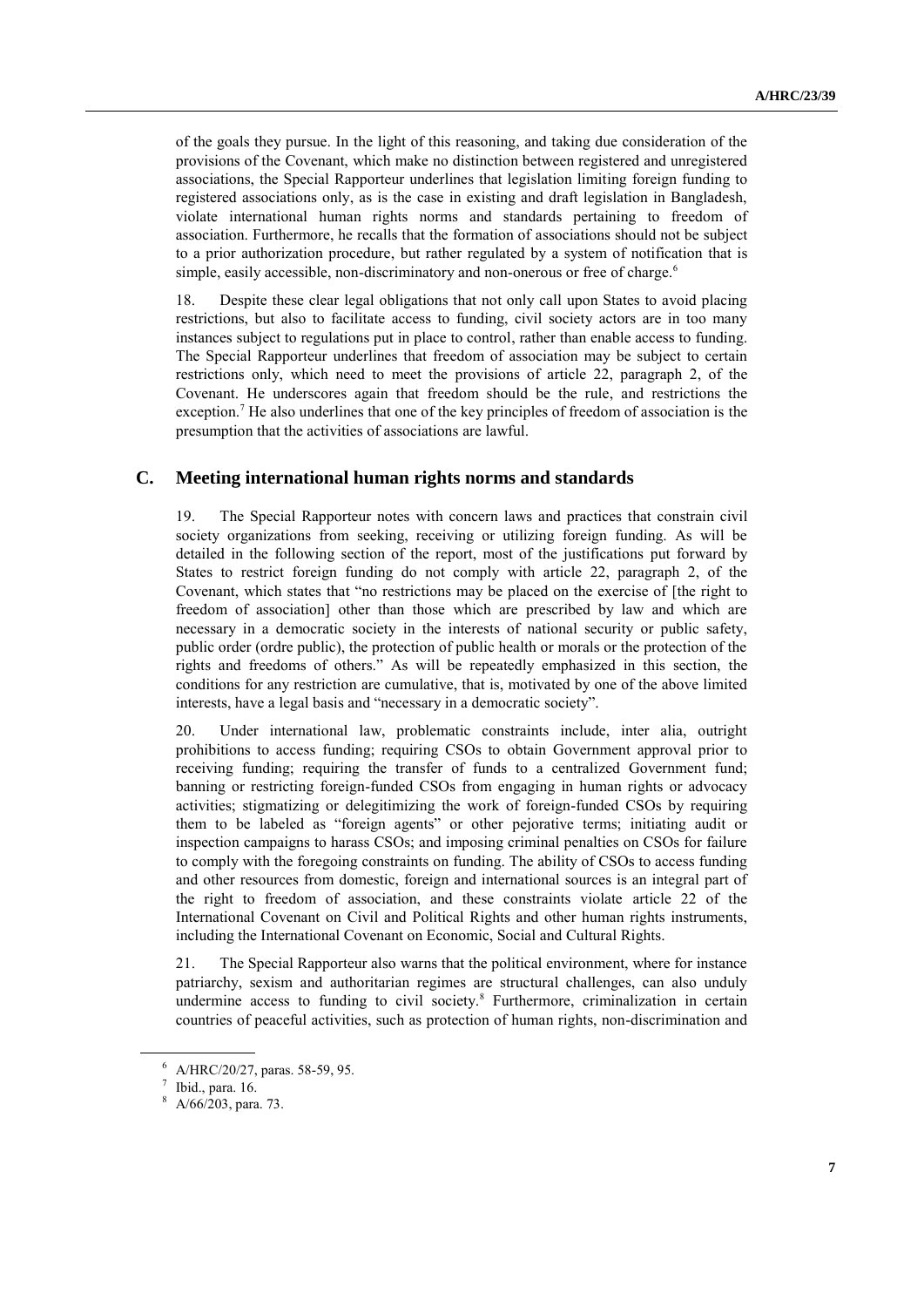of the goals they pursue. In the light of this reasoning, and taking due consideration of the provisions of the Covenant, which make no distinction between registered and unregistered associations, the Special Rapporteur underlines that legislation limiting foreign funding to registered associations only, as is the case in existing and draft legislation in Bangladesh, violate international human rights norms and standards pertaining to freedom of association. Furthermore, he recalls that the formation of associations should not be subject to a prior authorization procedure, but rather regulated by a system of notification that is simple, easily accessible, non-discriminatory and non-onerous or free of charge.[6]

18. Despite these clear legal obligations that not only call upon States to avoid placing restrictions, but also to facilitate access to funding, civil society actors are in too many instances subject to regulations put in place to control, rather than enable access to funding. The Special Rapporteur underlines that freedom of association may be subject to certain restrictions only, which need to meet the provisions of article 22, paragraph 2, of the Covenant. He underscores again that freedom should be the rule, and restrictions the exception.[7] He also underlines that one of the key principles of freedom of association is the presumption that the activities of associations are lawful.

## C. Meeting international human rights norms and standards

19. The Special Rapporteur notes with concern laws and practices that constrain civil society organizations from seeking, receiving or utilizing foreign funding. As will be detailed in the following section of the report, most of the justifications put forward by States to restrict foreign funding do not comply with article 22, paragraph 2, of the Covenant, which states that "no restrictions may be placed on the exercise of [the right to freedom of association] other than those which are prescribed by law and which are necessary in a democratic society in the interests of national security or public safety, public order (ordre public), the protection of public health or morals or the protection of the rights and freedoms of others." As will be repeatedly emphasized in this section, the conditions for any restriction are cumulative, that is, motivated by one of the above limited interests, have a legal basis and "necessary in a democratic society".

20. Under international law, problematic constraints include, inter alia, outright prohibitions to access funding; requiring CSOs to obtain Government approval prior to receiving funding; requiring the transfer of funds to a centralized Government fund; banning or restricting foreign-funded CSOs from engaging in human rights or advocacy activities; stigmatizing or delegitimizing the work of foreign-funded CSOs by requiring them to be labeled as "foreign agents" or other pejorative terms; initiating audit or inspection campaigns to harass CSOs; and imposing criminal penalties on CSOs for failure to comply with the foregoing constraints on funding. The ability of CSOs to access funding and other resources from domestic, foreign and international sources is an integral part of the right to freedom of association, and these constraints violate article 22 of the International Covenant on Civil and Political Rights and other human rights instruments, including the International Covenant on Economic, Social and Cultural Rights.

21. The Special Rapporteur also warns that the political environment, where for instance patriarchy, sexism and authoritarian regimes are structural challenges, can also unduly undermine access to funding to civil society.[8] Furthermore, criminalization in certain countries of peaceful activities, such as protection of human rights, non-discrimination and

---

[6] A/HRC/20/27, paras. 58-59, 95.

[7] Ibid., para. 16.

[8] A/66/203, para. 73.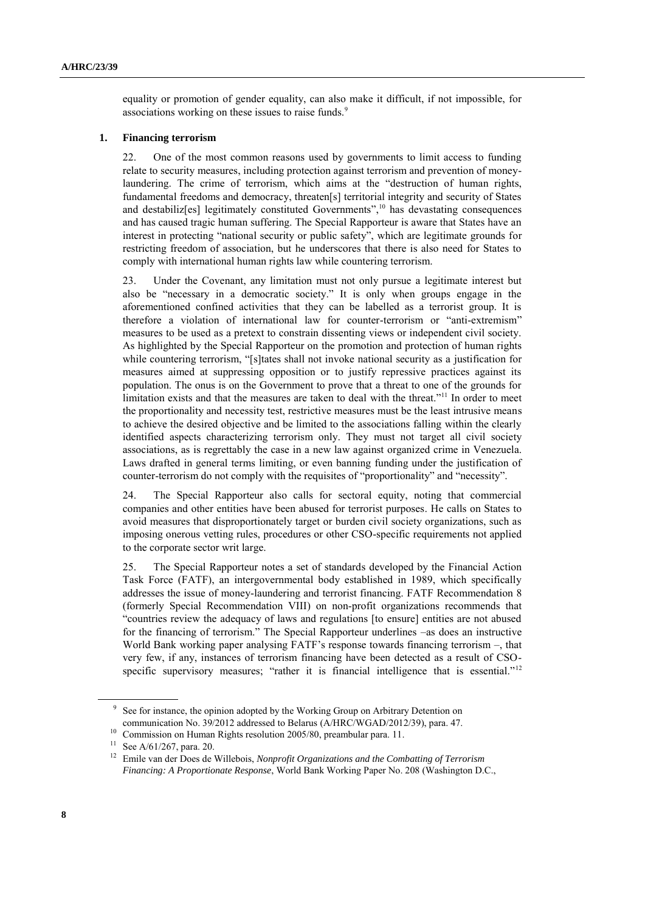equality or promotion of gender equality, can also make it difficult, if not impossible, for associations working on these issues to raise funds.[9]

### 1. Financing terrorism

22. One of the most common reasons used by governments to limit access to funding relate to security measures, including protection against terrorism and prevention of money-laundering. The crime of terrorism, which aims at the "destruction of human rights, fundamental freedoms and democracy, threaten[s] territorial integrity and security of States and destabiliz[es] legitimately constituted Governments",[10] has devastating consequences and has caused tragic human suffering. The Special Rapporteur is aware that States have an interest in protecting "national security or public safety", which are legitimate grounds for restricting freedom of association, but he underscores that there is also need for States to comply with international human rights law while countering terrorism.

23. Under the Covenant, any limitation must not only pursue a legitimate interest but also be "necessary in a democratic society." It is only when groups engage in the aforementioned confined activities that they can be labelled as a terrorist group. It is therefore a violation of international law for counter-terrorism or "anti-extremism" measures to be used as a pretext to constrain dissenting views or independent civil society. As highlighted by the Special Rapporteur on the promotion and protection of human rights while countering terrorism, "[s]tates shall not invoke national security as a justification for measures aimed at suppressing opposition or to justify repressive practices against its population. The onus is on the Government to prove that a threat to one of the grounds for limitation exists and that the measures are taken to deal with the threat."[11] In order to meet the proportionality and necessity test, restrictive measures must be the least intrusive means to achieve the desired objective and be limited to the associations falling within the clearly identified aspects characterizing terrorism only. They must not target all civil society associations, as is regrettably the case in a new law against organized crime in Venezuela. Laws drafted in general terms limiting, or even banning funding under the justification of counter-terrorism do not comply with the requisites of "proportionality" and "necessity".

24. The Special Rapporteur also calls for sectoral equity, noting that commercial companies and other entities have been abused for terrorist purposes. He calls on States to avoid measures that disproportionately target or burden civil society organizations, such as imposing onerous vetting rules, procedures or other CSO-specific requirements not applied to the corporate sector writ large.

25. The Special Rapporteur notes a set of standards developed by the Financial Action Task Force (FATF), an intergovernmental body established in 1989, which specifically addresses the issue of money-laundering and terrorist financing. FATF Recommendation 8 (formerly Special Recommendation VIII) on non-profit organizations recommends that "countries review the adequacy of laws and regulations [to ensure] entities are not abused for the financing of terrorism." The Special Rapporteur underlines –as does an instructive World Bank working paper analysing FATF's response towards financing terrorism –, that very few, if any, instances of terrorism financing have been detected as a result of CSO-specific supervisory measures; "rather it is financial intelligence that is essential."[12]

---

[9] See for instance, the opinion adopted by the Working Group on Arbitrary Detention on communication No. 39/2012 addressed to Belarus (A/HRC/WGAD/2012/39), para. 47.

[10] Commission on Human Rights resolution 2005/80, preambular para. 11.

[11] See A/61/267, para. 20.

[12] Emile van der Does de Willebois, *Nonprofit Organizations and the Combatting of Terrorism Financing: A Proportionate Response*, World Bank Working Paper No. 208 (Washington D.C.,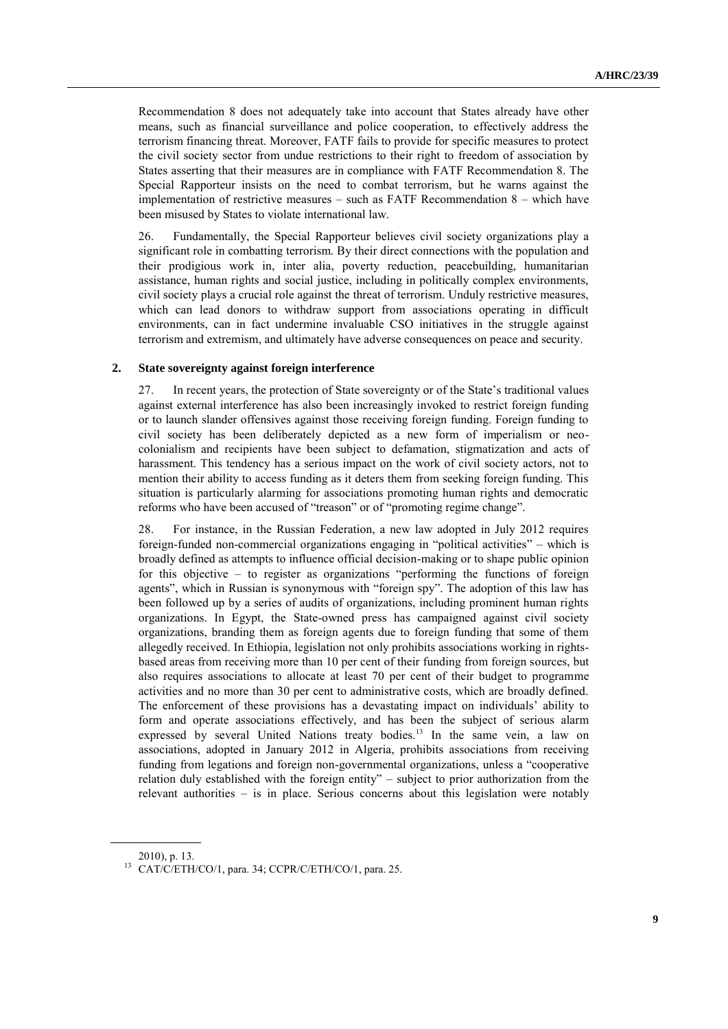Recommendation 8 does not adequately take into account that States already have other means, such as financial surveillance and police cooperation, to effectively address the terrorism financing threat. Moreover, FATF fails to provide for specific measures to protect the civil society sector from undue restrictions to their right to freedom of association by States asserting that their measures are in compliance with FATF Recommendation 8. The Special Rapporteur insists on the need to combat terrorism, but he warns against the implementation of restrictive measures – such as FATF Recommendation 8 – which have been misused by States to violate international law.

26. Fundamentally, the Special Rapporteur believes civil society organizations play a significant role in combatting terrorism. By their direct connections with the population and their prodigious work in, inter alia, poverty reduction, peacebuilding, humanitarian assistance, human rights and social justice, including in politically complex environments, civil society plays a crucial role against the threat of terrorism. Unduly restrictive measures, which can lead donors to withdraw support from associations operating in difficult environments, can in fact undermine invaluable CSO initiatives in the struggle against terrorism and extremism, and ultimately have adverse consequences on peace and security.

### 2. State sovereignty against foreign interference

27. In recent years, the protection of State sovereignty or of the State's traditional values against external interference has also been increasingly invoked to restrict foreign funding or to launch slander offensives against those receiving foreign funding. Foreign funding to civil society has been deliberately depicted as a new form of imperialism or neo-colonialism and recipients have been subject to defamation, stigmatization and acts of harassment. This tendency has a serious impact on the work of civil society actors, not to mention their ability to access funding as it deters them from seeking foreign funding. This situation is particularly alarming for associations promoting human rights and democratic reforms who have been accused of "treason" or of "promoting regime change".

28. For instance, in the Russian Federation, a new law adopted in July 2012 requires foreign-funded non-commercial organizations engaging in "political activities" – which is broadly defined as attempts to influence official decision-making or to shape public opinion for this objective – to register as organizations "performing the functions of foreign agents", which in Russian is synonymous with "foreign spy". The adoption of this law has been followed up by a series of audits of organizations, including prominent human rights organizations. In Egypt, the State-owned press has campaigned against civil society organizations, branding them as foreign agents due to foreign funding that some of them allegedly received. In Ethiopia, legislation not only prohibits associations working in rights-based areas from receiving more than 10 per cent of their funding from foreign sources, but also requires associations to allocate at least 70 per cent of their budget to programme activities and no more than 30 per cent to administrative costs, which are broadly defined. The enforcement of these provisions has a devastating impact on individuals' ability to form and operate associations effectively, and has been the subject of serious alarm expressed by several United Nations treaty bodies.[13] In the same vein, a law on associations, adopted in January 2012 in Algeria, prohibits associations from receiving funding from legations and foreign non-governmental organizations, unless a "cooperative relation duly established with the foreign entity" – subject to prior authorization from the relevant authorities – is in place. Serious concerns about this legislation were notably

---

2010), p. 13.

[13] CAT/C/ETH/CO/1, para. 34; CCPR/C/ETH/CO/1, para. 25.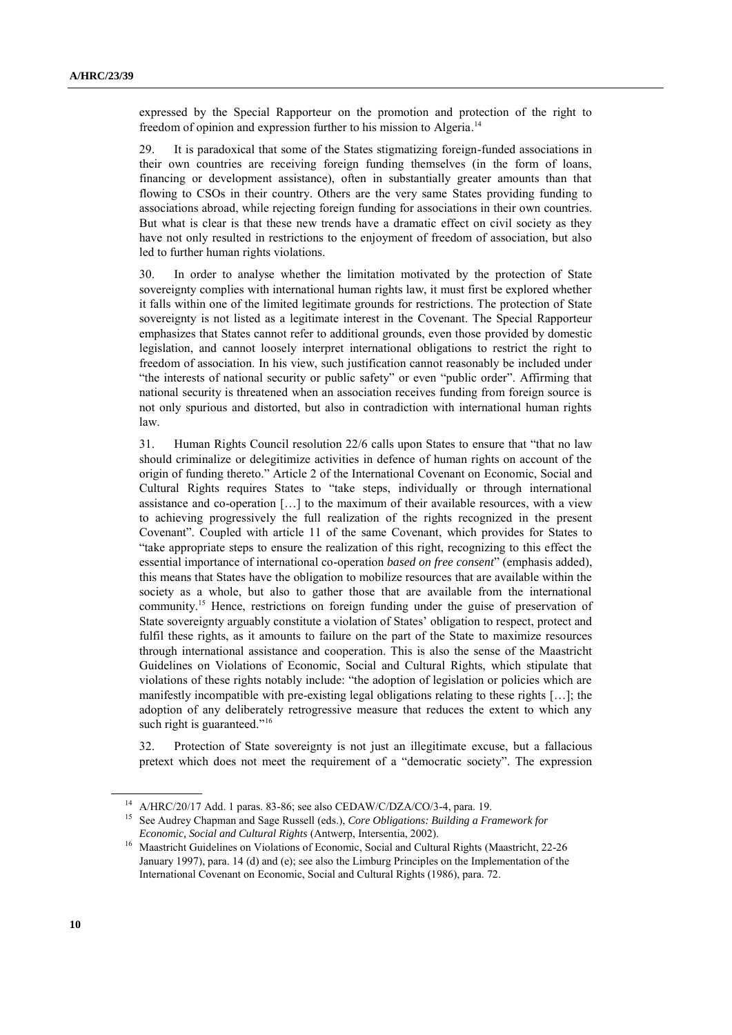expressed by the Special Rapporteur on the promotion and protection of the right to freedom of opinion and expression further to his mission to Algeria.[14]

29. It is paradoxical that some of the States stigmatizing foreign-funded associations in their own countries are receiving foreign funding themselves (in the form of loans, financing or development assistance), often in substantially greater amounts than that flowing to CSOs in their country. Others are the very same States providing funding to associations abroad, while rejecting foreign funding for associations in their own countries. But what is clear is that these new trends have a dramatic effect on civil society as they have not only resulted in restrictions to the enjoyment of freedom of association, but also led to further human rights violations.

30. In order to analyse whether the limitation motivated by the protection of State sovereignty complies with international human rights law, it must first be explored whether it falls within one of the limited legitimate grounds for restrictions. The protection of State sovereignty is not listed as a legitimate interest in the Covenant. The Special Rapporteur emphasizes that States cannot refer to additional grounds, even those provided by domestic legislation, and cannot loosely interpret international obligations to restrict the right to freedom of association. In his view, such justification cannot reasonably be included under "the interests of national security or public safety" or even "public order". Affirming that national security is threatened when an association receives funding from foreign source is not only spurious and distorted, but also in contradiction with international human rights law.

31. Human Rights Council resolution 22/6 calls upon States to ensure that "that no law should criminalize or delegitimize activities in defence of human rights on account of the origin of funding thereto." Article 2 of the International Covenant on Economic, Social and Cultural Rights requires States to "take steps, individually or through international assistance and co-operation […] to the maximum of their available resources, with a view to achieving progressively the full realization of the rights recognized in the present Covenant". Coupled with article 11 of the same Covenant, which provides for States to "take appropriate steps to ensure the realization of this right, recognizing to this effect the essential importance of international co-operation *based on free consent*" (emphasis added), this means that States have the obligation to mobilize resources that are available within the society as a whole, but also to gather those that are available from the international community.[15] Hence, restrictions on foreign funding under the guise of preservation of State sovereignty arguably constitute a violation of States' obligation to respect, protect and fulfil these rights, as it amounts to failure on the part of the State to maximize resources through international assistance and cooperation. This is also the sense of the Maastricht Guidelines on Violations of Economic, Social and Cultural Rights, which stipulate that violations of these rights notably include: "the adoption of legislation or policies which are manifestly incompatible with pre-existing legal obligations relating to these rights […]; the adoption of any deliberately retrogressive measure that reduces the extent to which any such right is guaranteed."[16]

32. Protection of State sovereignty is not just an illegitimate excuse, but a fallacious pretext which does not meet the requirement of a "democratic society". The expression

---

[14] A/HRC/20/17 Add. 1 paras. 83-86; see also CEDAW/C/DZA/CO/3-4, para. 19.

[15] See Audrey Chapman and Sage Russell (eds.), *Core Obligations: Building a Framework for Economic, Social and Cultural Rights* (Antwerp, Intersentia, 2002).

[16] Maastricht Guidelines on Violations of Economic, Social and Cultural Rights (Maastricht, 22-26 January 1997), para. 14 (d) and (e); see also the Limburg Principles on the Implementation of the International Covenant on Economic, Social and Cultural Rights (1986), para. 72.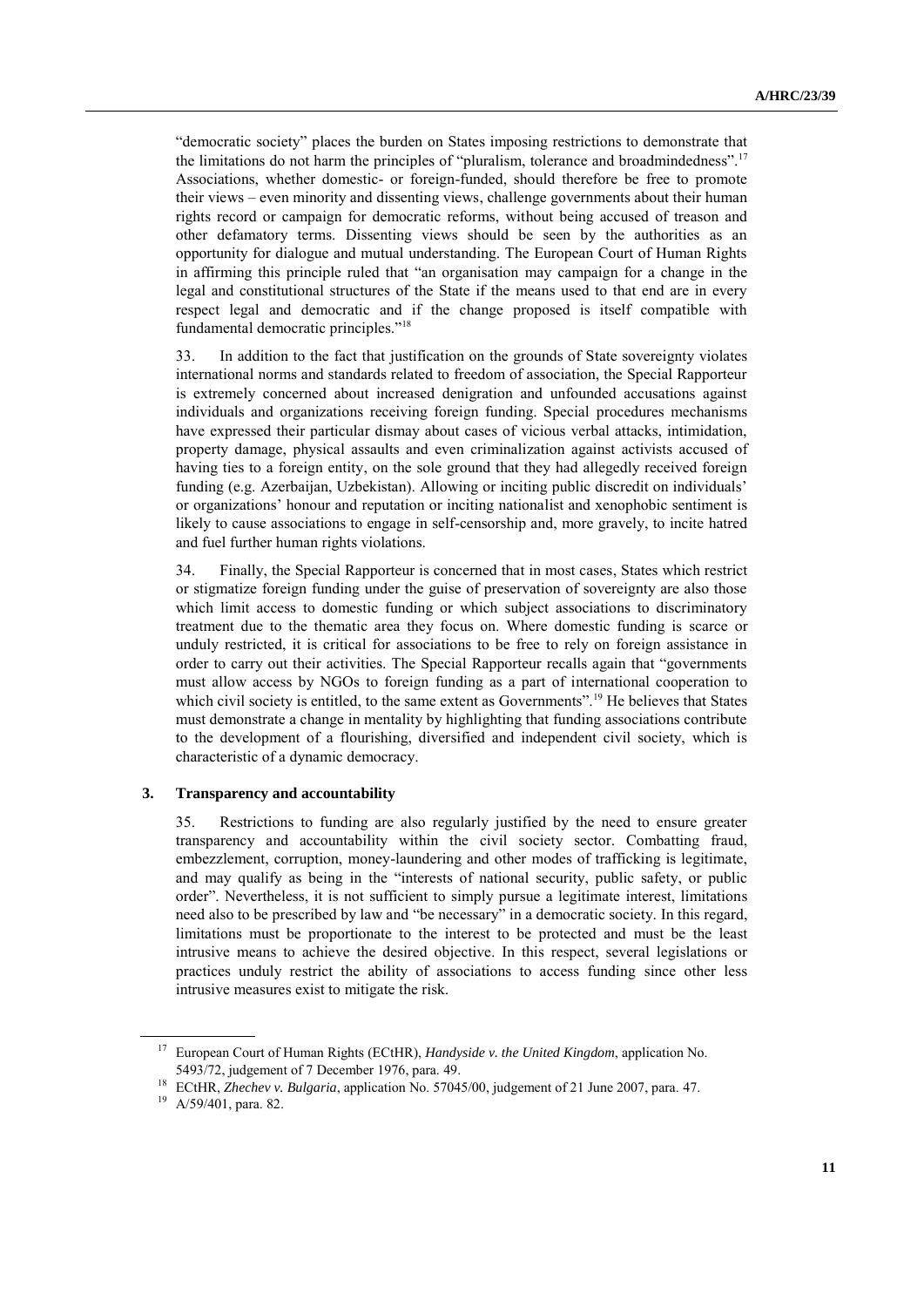"democratic society" places the burden on States imposing restrictions to demonstrate that the limitations do not harm the principles of "pluralism, tolerance and broadmindedness".[17] Associations, whether domestic- or foreign-funded, should therefore be free to promote their views – even minority and dissenting views, challenge governments about their human rights record or campaign for democratic reforms, without being accused of treason and other defamatory terms. Dissenting views should be seen by the authorities as an opportunity for dialogue and mutual understanding. The European Court of Human Rights in affirming this principle ruled that "an organisation may campaign for a change in the legal and constitutional structures of the State if the means used to that end are in every respect legal and democratic and if the change proposed is itself compatible with fundamental democratic principles."[18]

33. In addition to the fact that justification on the grounds of State sovereignty violates international norms and standards related to freedom of association, the Special Rapporteur is extremely concerned about increased denigration and unfounded accusations against individuals and organizations receiving foreign funding. Special procedures mechanisms have expressed their particular dismay about cases of vicious verbal attacks, intimidation, property damage, physical assaults and even criminalization against activists accused of having ties to a foreign entity, on the sole ground that they had allegedly received foreign funding (e.g. Azerbaijan, Uzbekistan). Allowing or inciting public discredit on individuals' or organizations' honour and reputation or inciting nationalist and xenophobic sentiment is likely to cause associations to engage in self-censorship and, more gravely, to incite hatred and fuel further human rights violations.

34. Finally, the Special Rapporteur is concerned that in most cases, States which restrict or stigmatize foreign funding under the guise of preservation of sovereignty are also those which limit access to domestic funding or which subject associations to discriminatory treatment due to the thematic area they focus on. Where domestic funding is scarce or unduly restricted, it is critical for associations to be free to rely on foreign assistance in order to carry out their activities. The Special Rapporteur recalls again that "governments must allow access by NGOs to foreign funding as a part of international cooperation to which civil society is entitled, to the same extent as Governments".[19] He believes that States must demonstrate a change in mentality by highlighting that funding associations contribute to the development of a flourishing, diversified and independent civil society, which is characteristic of a dynamic democracy.

### 3. Transparency and accountability

35. Restrictions to funding are also regularly justified by the need to ensure greater transparency and accountability within the civil society sector. Combatting fraud, embezzlement, corruption, money-laundering and other modes of trafficking is legitimate, and may qualify as being in the "interests of national security, public safety, or public order". Nevertheless, it is not sufficient to simply pursue a legitimate interest, limitations need also to be prescribed by law and "be necessary" in a democratic society. In this regard, limitations must be proportionate to the interest to be protected and must be the least intrusive means to achieve the desired objective. In this respect, several legislations or practices unduly restrict the ability of associations to access funding since other less intrusive measures exist to mitigate the risk.

---

[17] European Court of Human Rights (ECtHR), *Handyside v. the United Kingdom*, application No. 5493/72, judgement of 7 December 1976, para. 49.

[18] ECtHR, *Zhechev v. Bulgaria*, application No. 57045/00, judgement of 21 June 2007, para. 47.

[19] A/59/401, para. 82.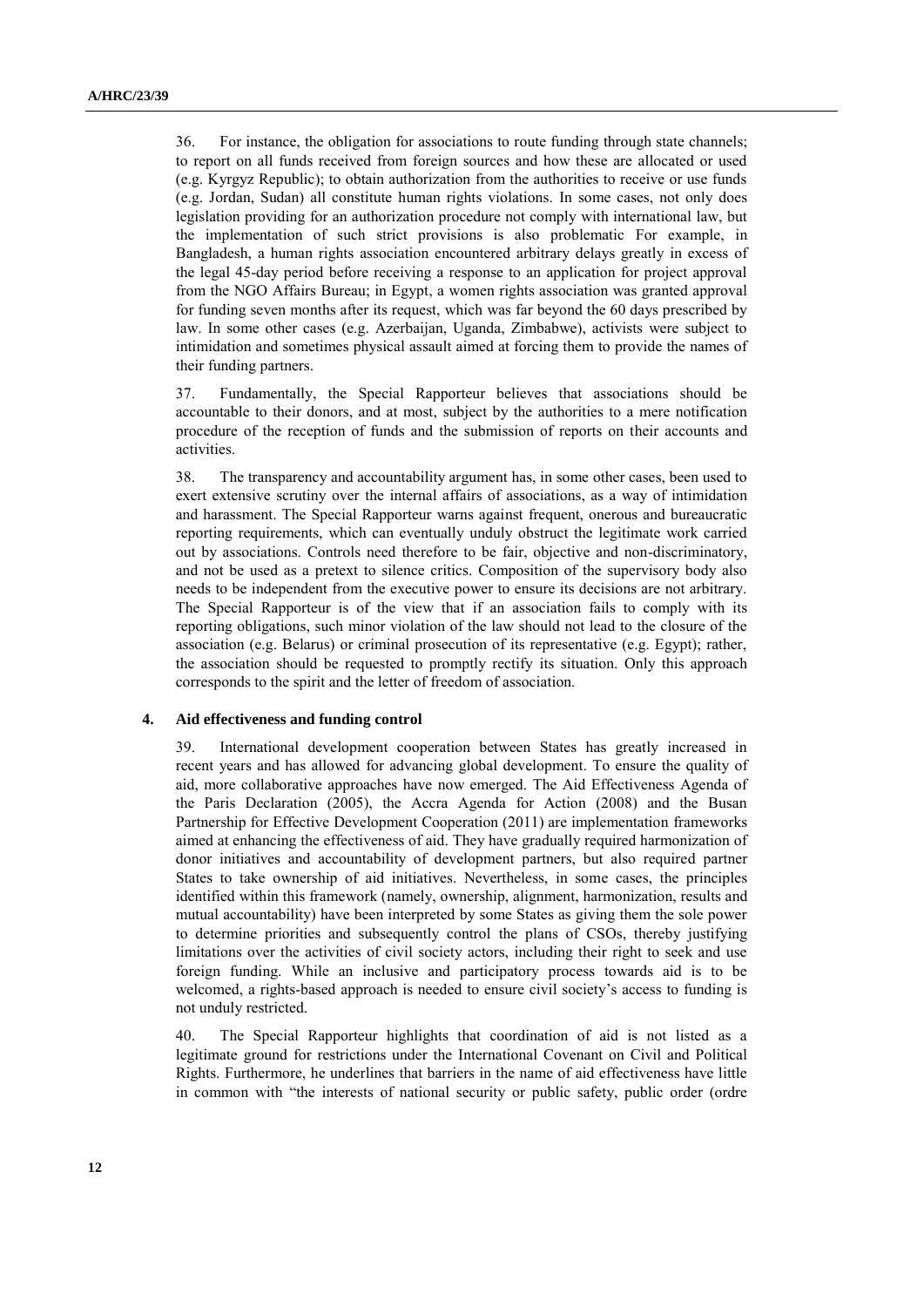36. For instance, the obligation for associations to route funding through state channels; to report on all funds received from foreign sources and how these are allocated or used (e.g. Kyrgyz Republic); to obtain authorization from the authorities to receive or use funds (e.g. Jordan, Sudan) all constitute human rights violations. In some cases, not only does legislation providing for an authorization procedure not comply with international law, but the implementation of such strict provisions is also problematic For example, in Bangladesh, a human rights association encountered arbitrary delays greatly in excess of the legal 45-day period before receiving a response to an application for project approval from the NGO Affairs Bureau; in Egypt, a women rights association was granted approval for funding seven months after its request, which was far beyond the 60 days prescribed by law. In some other cases (e.g. Azerbaijan, Uganda, Zimbabwe), activists were subject to intimidation and sometimes physical assault aimed at forcing them to provide the names of their funding partners.

37. Fundamentally, the Special Rapporteur believes that associations should be accountable to their donors, and at most, subject by the authorities to a mere notification procedure of the reception of funds and the submission of reports on their accounts and activities.

38. The transparency and accountability argument has, in some other cases, been used to exert extensive scrutiny over the internal affairs of associations, as a way of intimidation and harassment. The Special Rapporteur warns against frequent, onerous and bureaucratic reporting requirements, which can eventually unduly obstruct the legitimate work carried out by associations. Controls need therefore to be fair, objective and non-discriminatory, and not be used as a pretext to silence critics. Composition of the supervisory body also needs to be independent from the executive power to ensure its decisions are not arbitrary. The Special Rapporteur is of the view that if an association fails to comply with its reporting obligations, such minor violation of the law should not lead to the closure of the association (e.g. Belarus) or criminal prosecution of its representative (e.g. Egypt); rather, the association should be requested to promptly rectify its situation. Only this approach corresponds to the spirit and the letter of freedom of association.

#### 4. Aid effectiveness and funding control

39. International development cooperation between States has greatly increased in recent years and has allowed for advancing global development. To ensure the quality of aid, more collaborative approaches have now emerged. The Aid Effectiveness Agenda of the Paris Declaration (2005), the Accra Agenda for Action (2008) and the Busan Partnership for Effective Development Cooperation (2011) are implementation frameworks aimed at enhancing the effectiveness of aid. They have gradually required harmonization of donor initiatives and accountability of development partners, but also required partner States to take ownership of aid initiatives. Nevertheless, in some cases, the principles identified within this framework (namely, ownership, alignment, harmonization, results and mutual accountability) have been interpreted by some States as giving them the sole power to determine priorities and subsequently control the plans of CSOs, thereby justifying limitations over the activities of civil society actors, including their right to seek and use foreign funding. While an inclusive and participatory process towards aid is to be welcomed, a rights-based approach is needed to ensure civil society's access to funding is not unduly restricted.

40. The Special Rapporteur highlights that coordination of aid is not listed as a legitimate ground for restrictions under the International Covenant on Civil and Political Rights. Furthermore, he underlines that barriers in the name of aid effectiveness have little in common with "the interests of national security or public safety, public order (ordre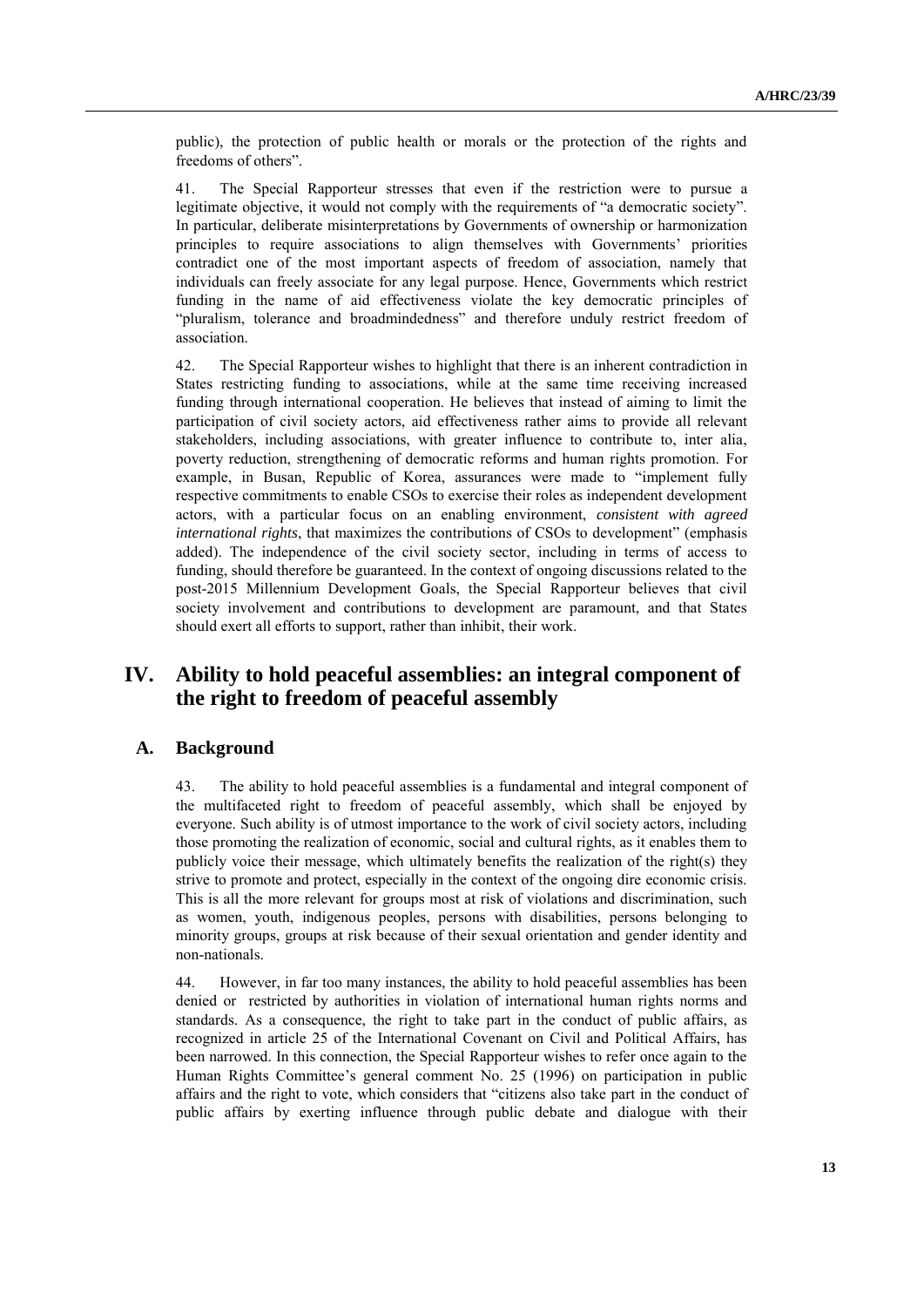public), the protection of public health or morals or the protection of the rights and freedoms of others".

41. The Special Rapporteur stresses that even if the restriction were to pursue a legitimate objective, it would not comply with the requirements of "a democratic society". In particular, deliberate misinterpretations by Governments of ownership or harmonization principles to require associations to align themselves with Governments' priorities contradict one of the most important aspects of freedom of association, namely that individuals can freely associate for any legal purpose. Hence, Governments which restrict funding in the name of aid effectiveness violate the key democratic principles of "pluralism, tolerance and broadmindedness" and therefore unduly restrict freedom of association.

42. The Special Rapporteur wishes to highlight that there is an inherent contradiction in States restricting funding to associations, while at the same time receiving increased funding through international cooperation. He believes that instead of aiming to limit the participation of civil society actors, aid effectiveness rather aims to provide all relevant stakeholders, including associations, with greater influence to contribute to, inter alia, poverty reduction, strengthening of democratic reforms and human rights promotion. For example, in Busan, Republic of Korea, assurances were made to "implement fully respective commitments to enable CSOs to exercise their roles as independent development actors, with a particular focus on an enabling environment, *consistent with agreed international rights*, that maximizes the contributions of CSOs to development" (emphasis added). The independence of the civil society sector, including in terms of access to funding, should therefore be guaranteed. In the context of ongoing discussions related to the post-2015 Millennium Development Goals, the Special Rapporteur believes that civil society involvement and contributions to development are paramount, and that States should exert all efforts to support, rather than inhibit, their work.

# IV. Ability to hold peaceful assemblies: an integral component of the right to freedom of peaceful assembly

## A. Background

43. The ability to hold peaceful assemblies is a fundamental and integral component of the multifaceted right to freedom of peaceful assembly, which shall be enjoyed by everyone. Such ability is of utmost importance to the work of civil society actors, including those promoting the realization of economic, social and cultural rights, as it enables them to publicly voice their message, which ultimately benefits the realization of the right(s) they strive to promote and protect, especially in the context of the ongoing dire economic crisis. This is all the more relevant for groups most at risk of violations and discrimination, such as women, youth, indigenous peoples, persons with disabilities, persons belonging to minority groups, groups at risk because of their sexual orientation and gender identity and non-nationals.

44. However, in far too many instances, the ability to hold peaceful assemblies has been denied or restricted by authorities in violation of international human rights norms and standards. As a consequence, the right to take part in the conduct of public affairs, as recognized in article 25 of the International Covenant on Civil and Political Affairs, has been narrowed. In this connection, the Special Rapporteur wishes to refer once again to the Human Rights Committee's general comment No. 25 (1996) on participation in public affairs and the right to vote, which considers that "citizens also take part in the conduct of public affairs by exerting influence through public debate and dialogue with their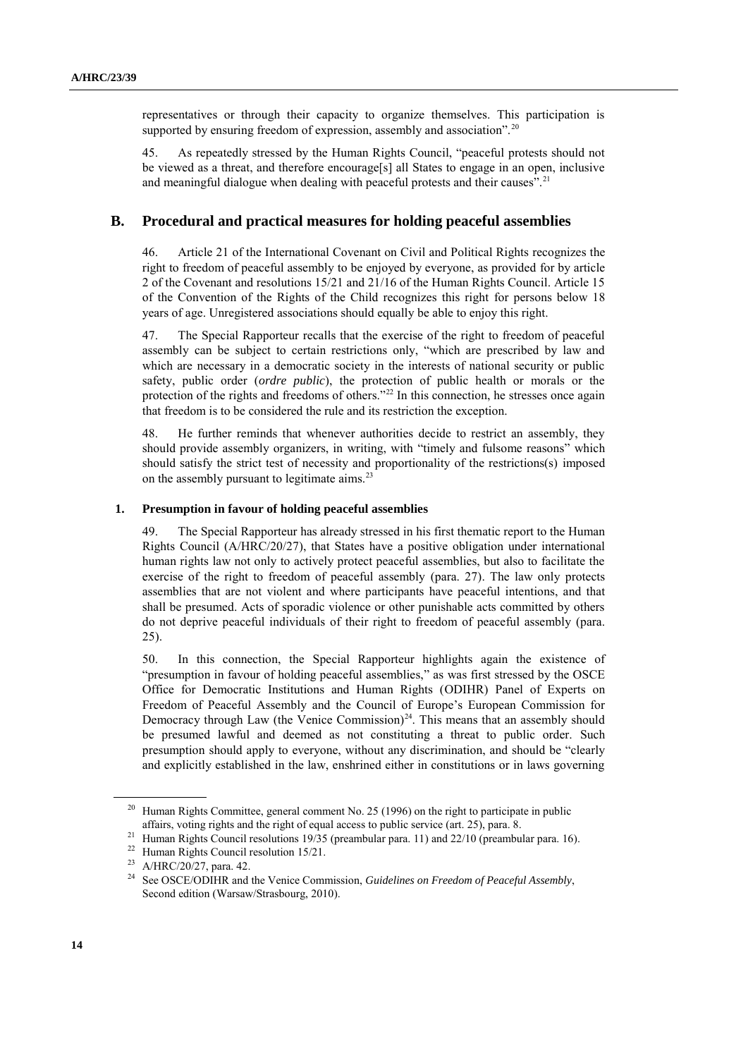representatives or through their capacity to organize themselves. This participation is supported by ensuring freedom of expression, assembly and association".[20]

45. As repeatedly stressed by the Human Rights Council, "peaceful protests should not be viewed as a threat, and therefore encourage[s] all States to engage in an open, inclusive and meaningful dialogue when dealing with peaceful protests and their causes".[21]

## B. Procedural and practical measures for holding peaceful assemblies

46. Article 21 of the International Covenant on Civil and Political Rights recognizes the right to freedom of peaceful assembly to be enjoyed by everyone, as provided for by article 2 of the Covenant and resolutions 15/21 and 21/16 of the Human Rights Council. Article 15 of the Convention of the Rights of the Child recognizes this right for persons below 18 years of age. Unregistered associations should equally be able to enjoy this right.

47. The Special Rapporteur recalls that the exercise of the right to freedom of peaceful assembly can be subject to certain restrictions only, "which are prescribed by law and which are necessary in a democratic society in the interests of national security or public safety, public order (*ordre public*), the protection of public health or morals or the protection of the rights and freedoms of others."[22] In this connection, he stresses once again that freedom is to be considered the rule and its restriction the exception.

48. He further reminds that whenever authorities decide to restrict an assembly, they should provide assembly organizers, in writing, with "timely and fulsome reasons" which should satisfy the strict test of necessity and proportionality of the restrictions(s) imposed on the assembly pursuant to legitimate aims.[23]

### 1. Presumption in favour of holding peaceful assemblies

49. The Special Rapporteur has already stressed in his first thematic report to the Human Rights Council (A/HRC/20/27), that States have a positive obligation under international human rights law not only to actively protect peaceful assemblies, but also to facilitate the exercise of the right to freedom of peaceful assembly (para. 27). The law only protects assemblies that are not violent and where participants have peaceful intentions, and that shall be presumed. Acts of sporadic violence or other punishable acts committed by others do not deprive peaceful individuals of their right to freedom of peaceful assembly (para. 25).

50. In this connection, the Special Rapporteur highlights again the existence of "presumption in favour of holding peaceful assemblies," as was first stressed by the OSCE Office for Democratic Institutions and Human Rights (ODIHR) Panel of Experts on Freedom of Peaceful Assembly and the Council of Europe's European Commission for Democracy through Law (the Venice Commission)[24]. This means that an assembly should be presumed lawful and deemed as not constituting a threat to public order. Such presumption should apply to everyone, without any discrimination, and should be "clearly and explicitly established in the law, enshrined either in constitutions or in laws governing

---

[20] Human Rights Committee, general comment No. 25 (1996) on the right to participate in public affairs, voting rights and the right of equal access to public service (art. 25), para. 8.

[21] Human Rights Council resolutions 19/35 (preambular para. 11) and 22/10 (preambular para. 16).

[22] Human Rights Council resolution 15/21.

[23] A/HRC/20/27, para. 42.

[24] See OSCE/ODIHR and the Venice Commission, *Guidelines on Freedom of Peaceful Assembly*, Second edition (Warsaw/Strasbourg, 2010).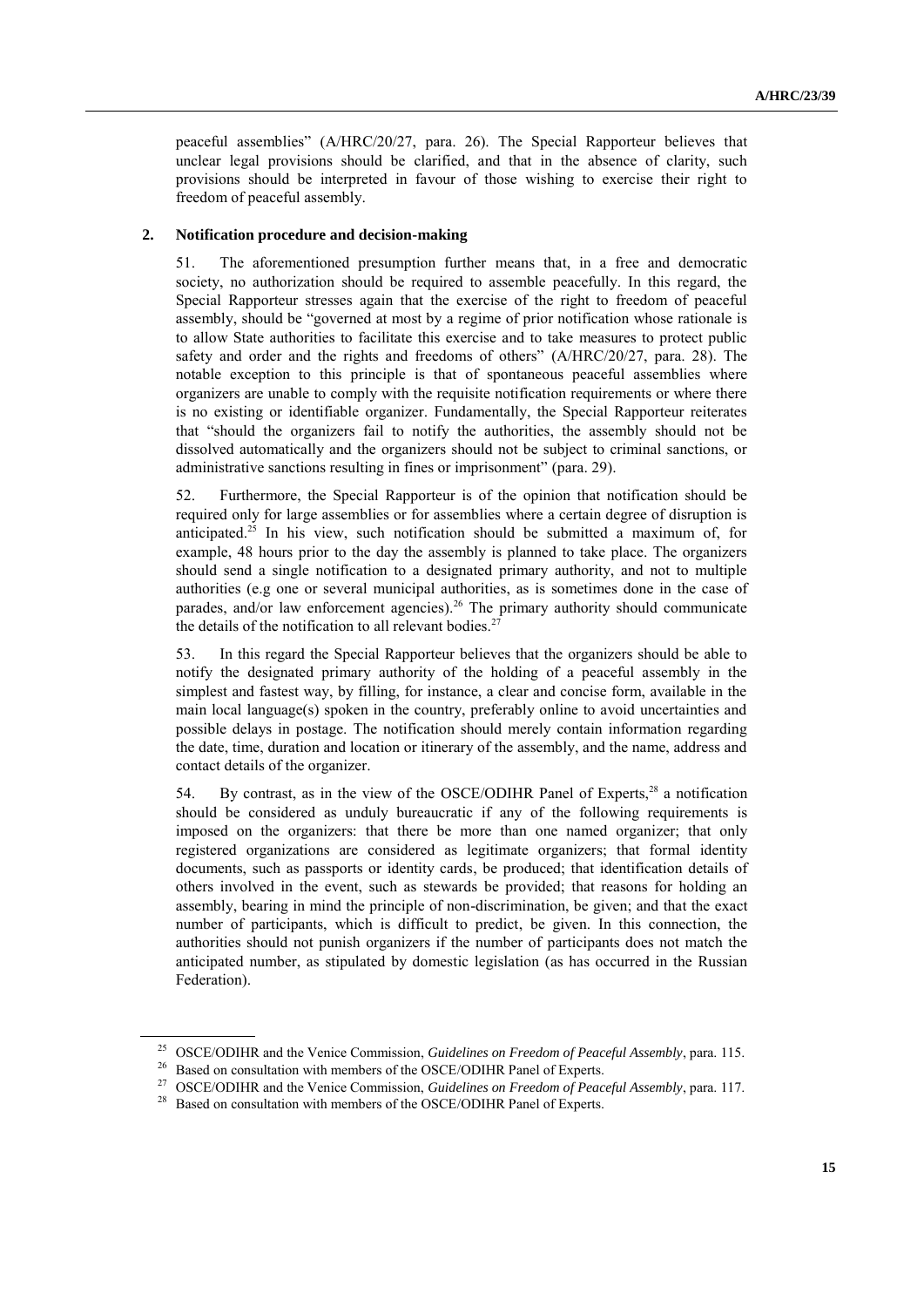peaceful assemblies" (A/HRC/20/27, para. 26). The Special Rapporteur believes that unclear legal provisions should be clarified, and that in the absence of clarity, such provisions should be interpreted in favour of those wishing to exercise their right to freedom of peaceful assembly.

### 2. Notification procedure and decision-making

51. The aforementioned presumption further means that, in a free and democratic society, no authorization should be required to assemble peacefully. In this regard, the Special Rapporteur stresses again that the exercise of the right to freedom of peaceful assembly, should be "governed at most by a regime of prior notification whose rationale is to allow State authorities to facilitate this exercise and to take measures to protect public safety and order and the rights and freedoms of others" (A/HRC/20/27, para. 28). The notable exception to this principle is that of spontaneous peaceful assemblies where organizers are unable to comply with the requisite notification requirements or where there is no existing or identifiable organizer. Fundamentally, the Special Rapporteur reiterates that "should the organizers fail to notify the authorities, the assembly should not be dissolved automatically and the organizers should not be subject to criminal sanctions, or administrative sanctions resulting in fines or imprisonment" (para. 29).

52. Furthermore, the Special Rapporteur is of the opinion that notification should be required only for large assemblies or for assemblies where a certain degree of disruption is anticipated.[25] In his view, such notification should be submitted a maximum of, for example, 48 hours prior to the day the assembly is planned to take place. The organizers should send a single notification to a designated primary authority, and not to multiple authorities (e.g one or several municipal authorities, as is sometimes done in the case of parades, and/or law enforcement agencies).[26] The primary authority should communicate the details of the notification to all relevant bodies.[27]

53. In this regard the Special Rapporteur believes that the organizers should be able to notify the designated primary authority of the holding of a peaceful assembly in the simplest and fastest way, by filling, for instance, a clear and concise form, available in the main local language(s) spoken in the country, preferably online to avoid uncertainties and possible delays in postage. The notification should merely contain information regarding the date, time, duration and location or itinerary of the assembly, and the name, address and contact details of the organizer.

54. By contrast, as in the view of the OSCE/ODIHR Panel of Experts,[28] a notification should be considered as unduly bureaucratic if any of the following requirements is imposed on the organizers: that there be more than one named organizer; that only registered organizations are considered as legitimate organizers; that formal identity documents, such as passports or identity cards, be produced; that identification details of others involved in the event, such as stewards be provided; that reasons for holding an assembly, bearing in mind the principle of non-discrimination, be given; and that the exact number of participants, which is difficult to predict, be given. In this connection, the authorities should not punish organizers if the number of participants does not match the anticipated number, as stipulated by domestic legislation (as has occurred in the Russian Federation).

---

[25] OSCE/ODIHR and the Venice Commission, *Guidelines on Freedom of Peaceful Assembly*, para. 115.

[26] Based on consultation with members of the OSCE/ODIHR Panel of Experts.

[27] OSCE/ODIHR and the Venice Commission, *Guidelines on Freedom of Peaceful Assembly*, para. 117.

[28] Based on consultation with members of the OSCE/ODIHR Panel of Experts.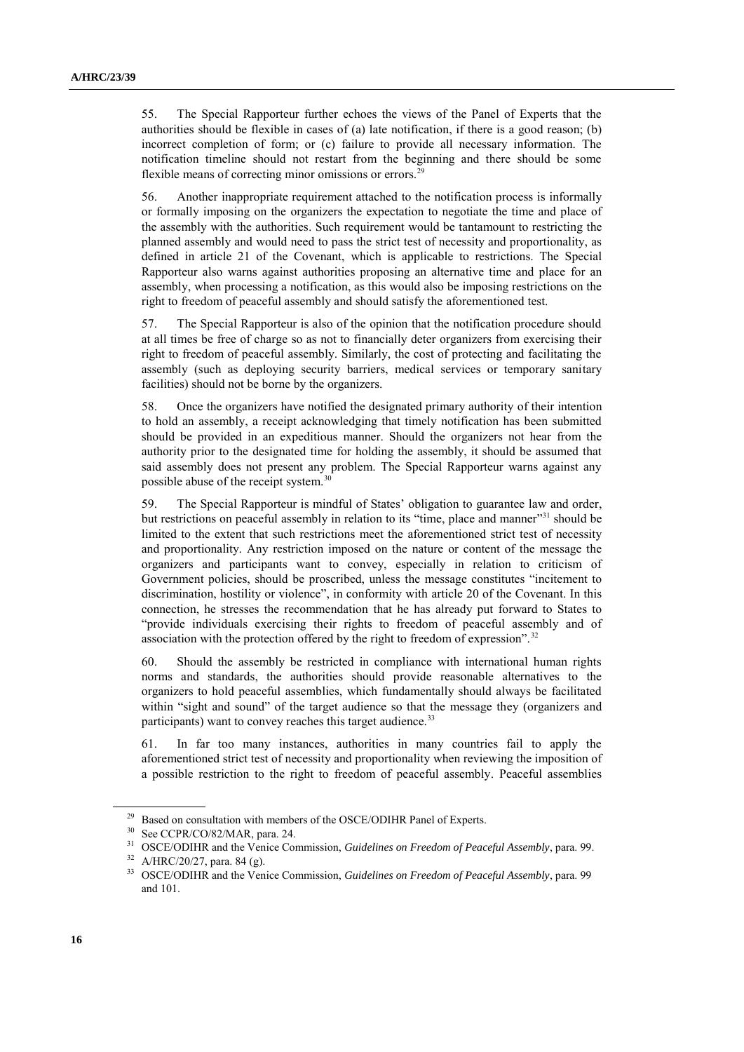55. The Special Rapporteur further echoes the views of the Panel of Experts that the authorities should be flexible in cases of (a) late notification, if there is a good reason; (b) incorrect completion of form; or (c) failure to provide all necessary information. The notification timeline should not restart from the beginning and there should be some flexible means of correcting minor omissions or errors.[29]

56. Another inappropriate requirement attached to the notification process is informally or formally imposing on the organizers the expectation to negotiate the time and place of the assembly with the authorities. Such requirement would be tantamount to restricting the planned assembly and would need to pass the strict test of necessity and proportionality, as defined in article 21 of the Covenant, which is applicable to restrictions. The Special Rapporteur also warns against authorities proposing an alternative time and place for an assembly, when processing a notification, as this would also be imposing restrictions on the right to freedom of peaceful assembly and should satisfy the aforementioned test.

57. The Special Rapporteur is also of the opinion that the notification procedure should at all times be free of charge so as not to financially deter organizers from exercising their right to freedom of peaceful assembly. Similarly, the cost of protecting and facilitating the assembly (such as deploying security barriers, medical services or temporary sanitary facilities) should not be borne by the organizers.

58. Once the organizers have notified the designated primary authority of their intention to hold an assembly, a receipt acknowledging that timely notification has been submitted should be provided in an expeditious manner. Should the organizers not hear from the authority prior to the designated time for holding the assembly, it should be assumed that said assembly does not present any problem. The Special Rapporteur warns against any possible abuse of the receipt system.[30]

59. The Special Rapporteur is mindful of States' obligation to guarantee law and order, but restrictions on peaceful assembly in relation to its "time, place and manner"[31] should be limited to the extent that such restrictions meet the aforementioned strict test of necessity and proportionality. Any restriction imposed on the nature or content of the message the organizers and participants want to convey, especially in relation to criticism of Government policies, should be proscribed, unless the message constitutes "incitement to discrimination, hostility or violence", in conformity with article 20 of the Covenant. In this connection, he stresses the recommendation that he has already put forward to States to "provide individuals exercising their rights to freedom of peaceful assembly and of association with the protection offered by the right to freedom of expression".[32]

60. Should the assembly be restricted in compliance with international human rights norms and standards, the authorities should provide reasonable alternatives to the organizers to hold peaceful assemblies, which fundamentally should always be facilitated within "sight and sound" of the target audience so that the message they (organizers and participants) want to convey reaches this target audience.[33]

61. In far too many instances, authorities in many countries fail to apply the aforementioned strict test of necessity and proportionality when reviewing the imposition of a possible restriction to the right to freedom of peaceful assembly. Peaceful assemblies

---

[29] Based on consultation with members of the OSCE/ODIHR Panel of Experts.

[30] See CCPR/CO/82/MAR, para. 24.

[31] OSCE/ODIHR and the Venice Commission, *Guidelines on Freedom of Peaceful Assembly*, para. 99.

[32] A/HRC/20/27, para. 84 (g).

[33] OSCE/ODIHR and the Venice Commission, *Guidelines on Freedom of Peaceful Assembly*, para. 99 and 101.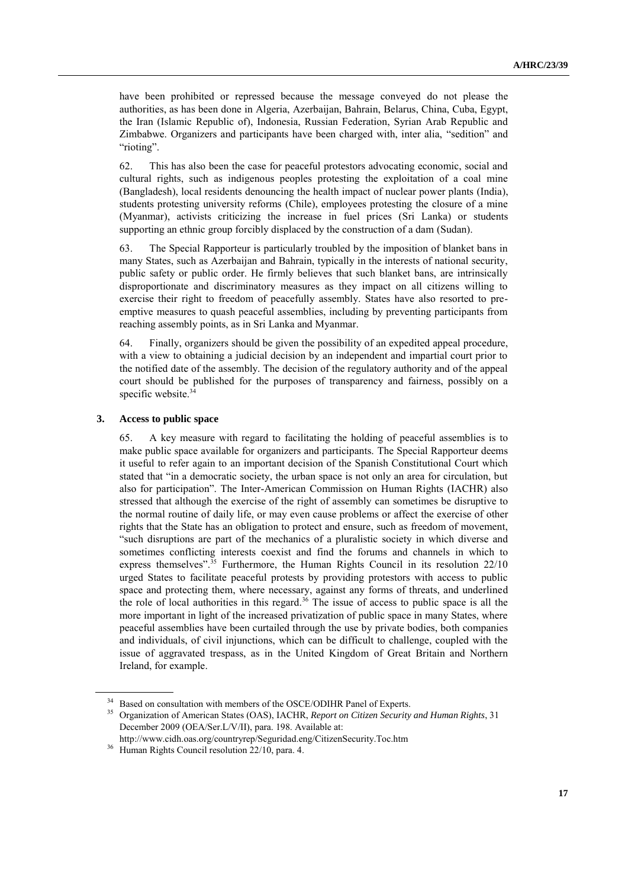have been prohibited or repressed because the message conveyed do not please the authorities, as has been done in Algeria, Azerbaijan, Bahrain, Belarus, China, Cuba, Egypt, the Iran (Islamic Republic of), Indonesia, Russian Federation, Syrian Arab Republic and Zimbabwe. Organizers and participants have been charged with, inter alia, "sedition" and "rioting".

62. This has also been the case for peaceful protestors advocating economic, social and cultural rights, such as indigenous peoples protesting the exploitation of a coal mine (Bangladesh), local residents denouncing the health impact of nuclear power plants (India), students protesting university reforms (Chile), employees protesting the closure of a mine (Myanmar), activists criticizing the increase in fuel prices (Sri Lanka) or students supporting an ethnic group forcibly displaced by the construction of a dam (Sudan).

63. The Special Rapporteur is particularly troubled by the imposition of blanket bans in many States, such as Azerbaijan and Bahrain, typically in the interests of national security, public safety or public order. He firmly believes that such blanket bans, are intrinsically disproportionate and discriminatory measures as they impact on all citizens willing to exercise their right to freedom of peacefully assembly. States have also resorted to pre-emptive measures to quash peaceful assemblies, including by preventing participants from reaching assembly points, as in Sri Lanka and Myanmar.

64. Finally, organizers should be given the possibility of an expedited appeal procedure, with a view to obtaining a judicial decision by an independent and impartial court prior to the notified date of the assembly. The decision of the regulatory authority and of the appeal court should be published for the purposes of transparency and fairness, possibly on a specific website.[34]

### 3. Access to public space

65. A key measure with regard to facilitating the holding of peaceful assemblies is to make public space available for organizers and participants. The Special Rapporteur deems it useful to refer again to an important decision of the Spanish Constitutional Court which stated that "in a democratic society, the urban space is not only an area for circulation, but also for participation". The Inter-American Commission on Human Rights (IACHR) also stressed that although the exercise of the right of assembly can sometimes be disruptive to the normal routine of daily life, or may even cause problems or affect the exercise of other rights that the State has an obligation to protect and ensure, such as freedom of movement, "such disruptions are part of the mechanics of a pluralistic society in which diverse and sometimes conflicting interests coexist and find the forums and channels in which to express themselves".[35] Furthermore, the Human Rights Council in its resolution 22/10 urged States to facilitate peaceful protests by providing protestors with access to public space and protecting them, where necessary, against any forms of threats, and underlined the role of local authorities in this regard.[36] The issue of access to public space is all the more important in light of the increased privatization of public space in many States, where peaceful assemblies have been curtailed through the use by private bodies, both companies and individuals, of civil injunctions, which can be difficult to challenge, coupled with the issue of aggravated trespass, as in the United Kingdom of Great Britain and Northern Ireland, for example.

---

[34] Based on consultation with members of the OSCE/ODIHR Panel of Experts.

[35] Organization of American States (OAS), IACHR, *Report on Citizen Security and Human Rights*, 31 December 2009 (OEA/Ser.L/V/II), para. 198. Available at: http://www.cidh.oas.org/countryrep/Seguridad.eng/CitizenSecurity.Toc.htm

[36] Human Rights Council resolution 22/10, para. 4.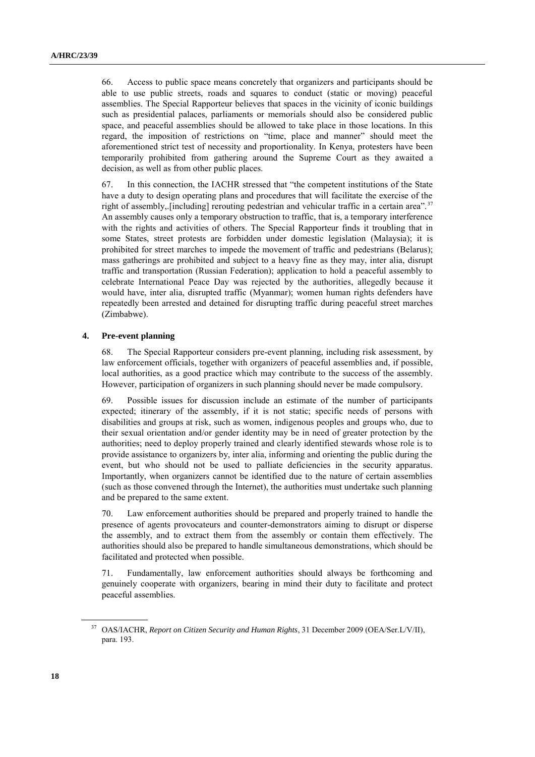66. Access to public space means concretely that organizers and participants should be able to use public streets, roads and squares to conduct (static or moving) peaceful assemblies. The Special Rapporteur believes that spaces in the vicinity of iconic buildings such as presidential palaces, parliaments or memorials should also be considered public space, and peaceful assemblies should be allowed to take place in those locations. In this regard, the imposition of restrictions on "time, place and manner" should meet the aforementioned strict test of necessity and proportionality. In Kenya, protesters have been temporarily prohibited from gathering around the Supreme Court as they awaited a decision, as well as from other public places.

67. In this connection, the IACHR stressed that "the competent institutions of the State have a duty to design operating plans and procedures that will facilitate the exercise of the right of assembly,.[including] rerouting pedestrian and vehicular traffic in a certain area".[37] An assembly causes only a temporary obstruction to traffic, that is, a temporary interference with the rights and activities of others. The Special Rapporteur finds it troubling that in some States, street protests are forbidden under domestic legislation (Malaysia); it is prohibited for street marches to impede the movement of traffic and pedestrians (Belarus); mass gatherings are prohibited and subject to a heavy fine as they may, inter alia, disrupt traffic and transportation (Russian Federation); application to hold a peaceful assembly to celebrate International Peace Day was rejected by the authorities, allegedly because it would have, inter alia, disrupted traffic (Myanmar); women human rights defenders have repeatedly been arrested and detained for disrupting traffic during peaceful street marches (Zimbabwe).

#### 4. Pre-event planning

68. The Special Rapporteur considers pre-event planning, including risk assessment, by law enforcement officials, together with organizers of peaceful assemblies and, if possible, local authorities, as a good practice which may contribute to the success of the assembly. However, participation of organizers in such planning should never be made compulsory.

69. Possible issues for discussion include an estimate of the number of participants expected; itinerary of the assembly, if it is not static; specific needs of persons with disabilities and groups at risk, such as women, indigenous peoples and groups who, due to their sexual orientation and/or gender identity may be in need of greater protection by the authorities; need to deploy properly trained and clearly identified stewards whose role is to provide assistance to organizers by, inter alia, informing and orienting the public during the event, but who should not be used to palliate deficiencies in the security apparatus. Importantly, when organizers cannot be identified due to the nature of certain assemblies (such as those convened through the Internet), the authorities must undertake such planning and be prepared to the same extent.

70. Law enforcement authorities should be prepared and properly trained to handle the presence of agents provocateurs and counter-demonstrators aiming to disrupt or disperse the assembly, and to extract them from the assembly or contain them effectively. The authorities should also be prepared to handle simultaneous demonstrations, which should be facilitated and protected when possible.

71. Fundamentally, law enforcement authorities should always be forthcoming and genuinely cooperate with organizers, bearing in mind their duty to facilitate and protect peaceful assemblies.

---

[37] OAS/IACHR, *Report on Citizen Security and Human Rights*, 31 December 2009 (OEA/Ser.L/V/II), para. 193.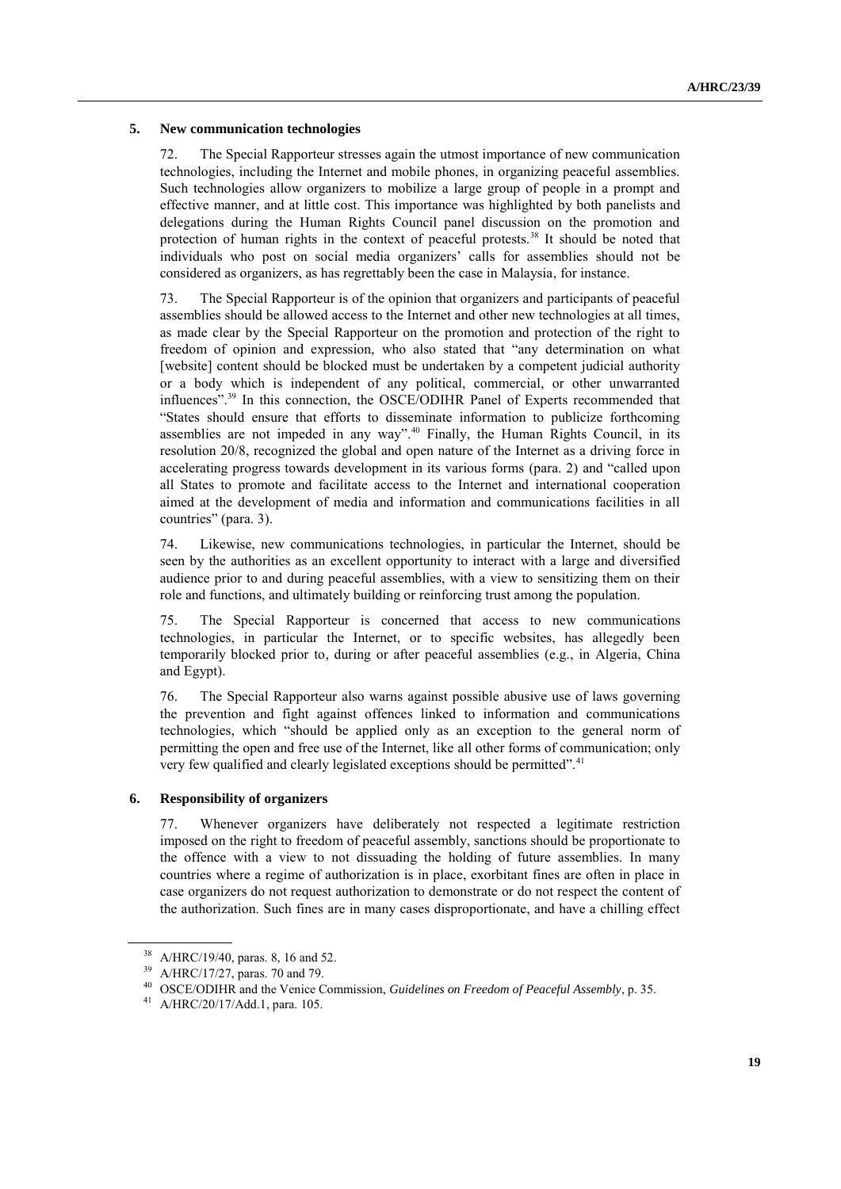### 5. New communication technologies

72. The Special Rapporteur stresses again the utmost importance of new communication technologies, including the Internet and mobile phones, in organizing peaceful assemblies. Such technologies allow organizers to mobilize a large group of people in a prompt and effective manner, and at little cost. This importance was highlighted by both panelists and delegations during the Human Rights Council panel discussion on the promotion and protection of human rights in the context of peaceful protests.[38] It should be noted that individuals who post on social media organizers' calls for assemblies should not be considered as organizers, as has regrettably been the case in Malaysia, for instance.

73. The Special Rapporteur is of the opinion that organizers and participants of peaceful assemblies should be allowed access to the Internet and other new technologies at all times, as made clear by the Special Rapporteur on the promotion and protection of the right to freedom of opinion and expression, who also stated that "any determination on what [website] content should be blocked must be undertaken by a competent judicial authority or a body which is independent of any political, commercial, or other unwarranted influences".[39] In this connection, the OSCE/ODIHR Panel of Experts recommended that "States should ensure that efforts to disseminate information to publicize forthcoming assemblies are not impeded in any way".[40] Finally, the Human Rights Council, in its resolution 20/8, recognized the global and open nature of the Internet as a driving force in accelerating progress towards development in its various forms (para. 2) and "called upon all States to promote and facilitate access to the Internet and international cooperation aimed at the development of media and information and communications facilities in all countries" (para. 3).

74. Likewise, new communications technologies, in particular the Internet, should be seen by the authorities as an excellent opportunity to interact with a large and diversified audience prior to and during peaceful assemblies, with a view to sensitizing them on their role and functions, and ultimately building or reinforcing trust among the population.

75. The Special Rapporteur is concerned that access to new communications technologies, in particular the Internet, or to specific websites, has allegedly been temporarily blocked prior to, during or after peaceful assemblies (e.g., in Algeria, China and Egypt).

76. The Special Rapporteur also warns against possible abusive use of laws governing the prevention and fight against offences linked to information and communications technologies, which "should be applied only as an exception to the general norm of permitting the open and free use of the Internet, like all other forms of communication; only very few qualified and clearly legislated exceptions should be permitted".[41]

### 6. Responsibility of organizers

77. Whenever organizers have deliberately not respected a legitimate restriction imposed on the right to freedom of peaceful assembly, sanctions should be proportionate to the offence with a view to not dissuading the holding of future assemblies. In many countries where a regime of authorization is in place, exorbitant fines are often in place in case organizers do not request authorization to demonstrate or do not respect the content of the authorization. Such fines are in many cases disproportionate, and have a chilling effect

---

[38] A/HRC/19/40, paras. 8, 16 and 52.

[39] A/HRC/17/27, paras. 70 and 79.

[40] OSCE/ODIHR and the Venice Commission, *Guidelines on Freedom of Peaceful Assembly*, p. 35.

[41] A/HRC/20/17/Add.1, para. 105.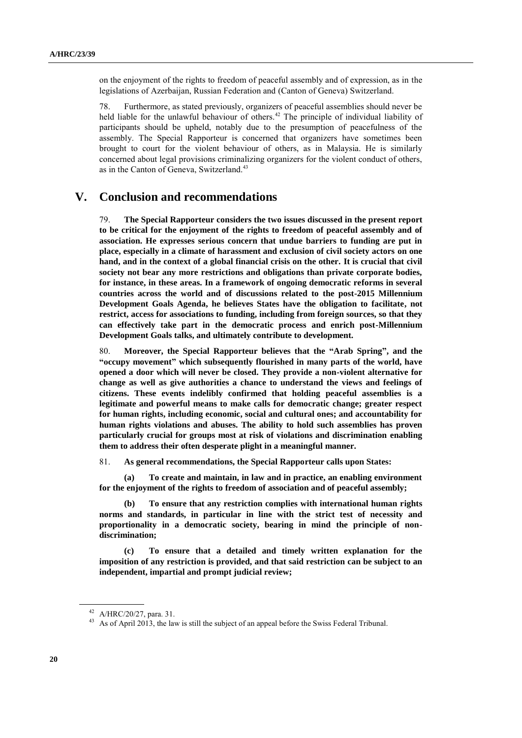on the enjoyment of the rights to freedom of peaceful assembly and of expression, as in the legislations of Azerbaijan, Russian Federation and (Canton of Geneva) Switzerland.

78. Furthermore, as stated previously, organizers of peaceful assemblies should never be held liable for the unlawful behaviour of others.[42] The principle of individual liability of participants should be upheld, notably due to the presumption of peacefulness of the assembly. The Special Rapporteur is concerned that organizers have sometimes been brought to court for the violent behaviour of others, as in Malaysia. He is similarly concerned about legal provisions criminalizing organizers for the violent conduct of others, as in the Canton of Geneva, Switzerland.[43]

# V. Conclusion and recommendations

79. **The Special Rapporteur considers the two issues discussed in the present report to be critical for the enjoyment of the rights to freedom of peaceful assembly and of association. He expresses serious concern that undue barriers to funding are put in place, especially in a climate of harassment and exclusion of civil society actors on one hand, and in the context of a global financial crisis on the other. It is crucial that civil society not bear any more restrictions and obligations than private corporate bodies, for instance, in these areas. In a framework of ongoing democratic reforms in several countries across the world and of discussions related to the post-2015 Millennium Development Goals Agenda, he believes States have the obligation to facilitate, not restrict, access for associations to funding, including from foreign sources, so that they can effectively take part in the democratic process and enrich post-Millennium Development Goals talks, and ultimately contribute to development.**

80. **Moreover, the Special Rapporteur believes that the "Arab Spring", and the "occupy movement" which subsequently flourished in many parts of the world, have opened a door which will never be closed. They provide a non-violent alternative for change as well as give authorities a chance to understand the views and feelings of citizens. These events indelibly confirmed that holding peaceful assemblies is a legitimate and powerful means to make calls for democratic change; greater respect for human rights, including economic, social and cultural ones; and accountability for human rights violations and abuses. The ability to hold such assemblies has proven particularly crucial for groups most at risk of violations and discrimination enabling them to address their often desperate plight in a meaningful manner.**

81. **As general recommendations, the Special Rapporteur calls upon States:**

**(a) To create and maintain, in law and in practice, an enabling environment for the enjoyment of the rights to freedom of association and of peaceful assembly;**

**(b) To ensure that any restriction complies with international human rights norms and standards, in particular in line with the strict test of necessity and proportionality in a democratic society, bearing in mind the principle of non-discrimination;**

**(c) To ensure that a detailed and timely written explanation for the imposition of any restriction is provided, and that said restriction can be subject to an independent, impartial and prompt judicial review;**

---

[42] A/HRC/20/27, para. 31.

[43] As of April 2013, the law is still the subject of an appeal before the Swiss Federal Tribunal.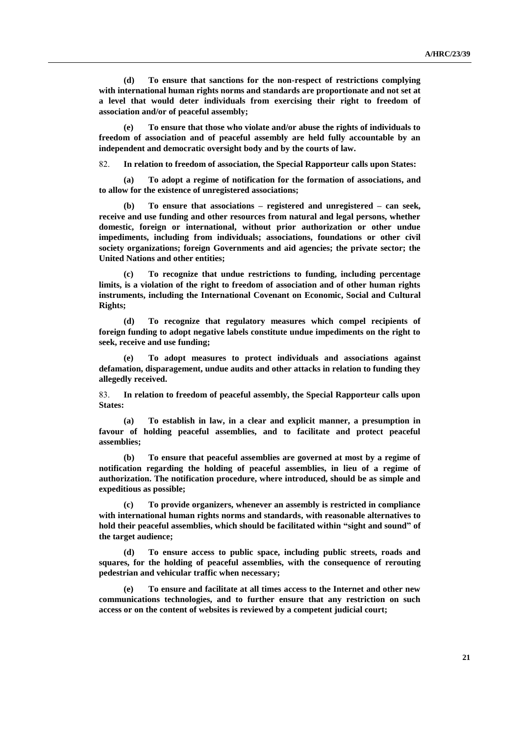**(d) To ensure that sanctions for the non-respect of restrictions complying with international human rights norms and standards are proportionate and not set at a level that would deter individuals from exercising their right to freedom of association and/or of peaceful assembly;**

**(e) To ensure that those who violate and/or abuse the rights of individuals to freedom of association and of peaceful assembly are held fully accountable by an independent and democratic oversight body and by the courts of law.**

82. **In relation to freedom of association, the Special Rapporteur calls upon States:**

**(a) To adopt a regime of notification for the formation of associations, and to allow for the existence of unregistered associations;**

**(b) To ensure that associations – registered and unregistered – can seek, receive and use funding and other resources from natural and legal persons, whether domestic, foreign or international, without prior authorization or other undue impediments, including from individuals; associations, foundations or other civil society organizations; foreign Governments and aid agencies; the private sector; the United Nations and other entities;**

**(c) To recognize that undue restrictions to funding, including percentage limits, is a violation of the right to freedom of association and of other human rights instruments, including the International Covenant on Economic, Social and Cultural Rights;**

**(d) To recognize that regulatory measures which compel recipients of foreign funding to adopt negative labels constitute undue impediments on the right to seek, receive and use funding;**

**(e) To adopt measures to protect individuals and associations against defamation, disparagement, undue audits and other attacks in relation to funding they allegedly received.**

83. **In relation to freedom of peaceful assembly, the Special Rapporteur calls upon States:**

**(a) To establish in law, in a clear and explicit manner, a presumption in favour of holding peaceful assemblies, and to facilitate and protect peaceful assemblies;**

**(b) To ensure that peaceful assemblies are governed at most by a regime of notification regarding the holding of peaceful assemblies, in lieu of a regime of authorization. The notification procedure, where introduced, should be as simple and expeditious as possible;**

**(c) To provide organizers, whenever an assembly is restricted in compliance with international human rights norms and standards, with reasonable alternatives to hold their peaceful assemblies, which should be facilitated within "sight and sound" of the target audience;**

**(d) To ensure access to public space, including public streets, roads and squares, for the holding of peaceful assemblies, with the consequence of rerouting pedestrian and vehicular traffic when necessary;**

**(e) To ensure and facilitate at all times access to the Internet and other new communications technologies, and to further ensure that any restriction on such access or on the content of websites is reviewed by a competent judicial court;**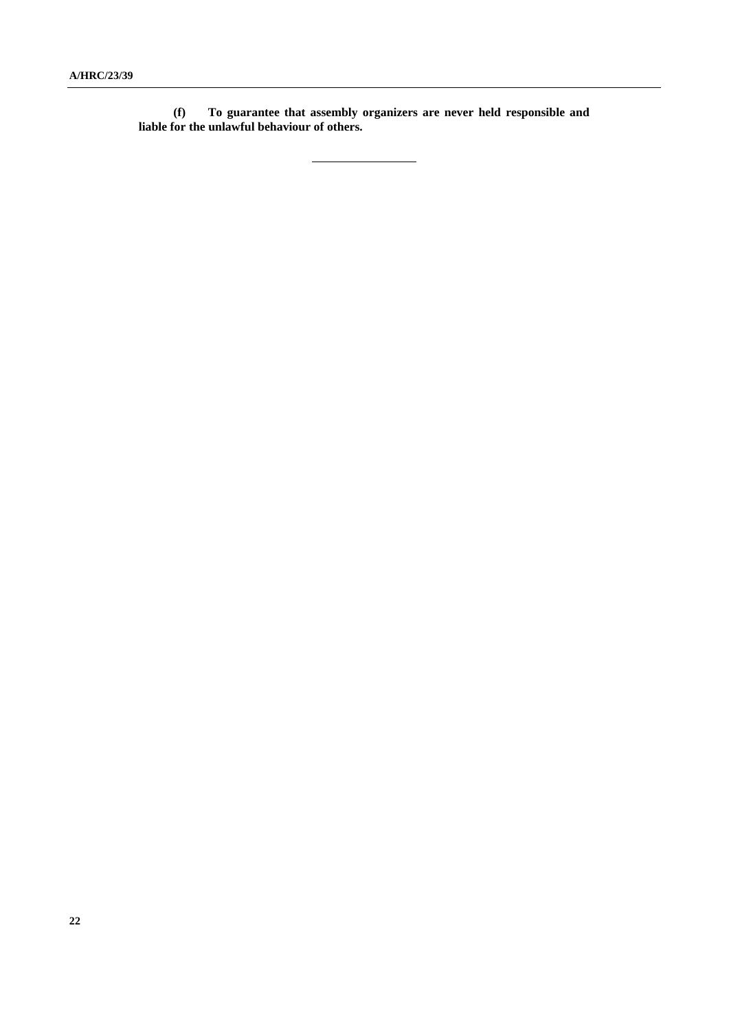**(f) To guarantee that assembly organizers are never held responsible and liable for the unlawful behaviour of others.**